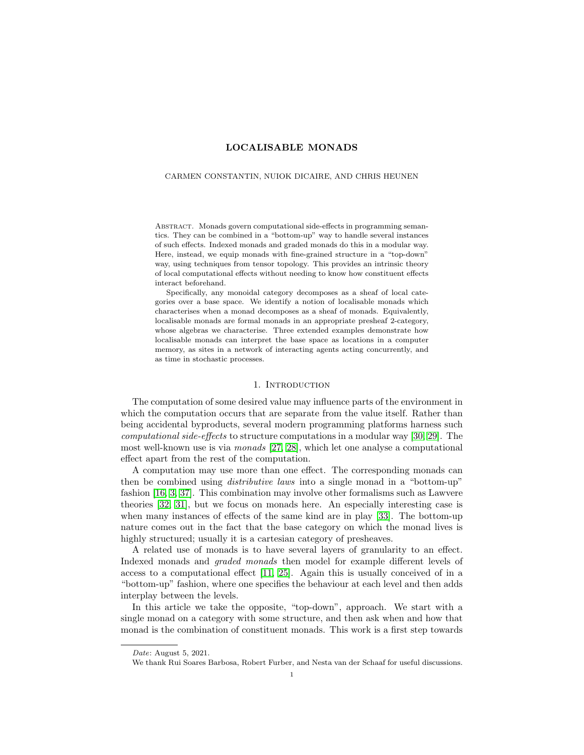# LOCALISABLE MONADS

CARMEN CONSTANTIN, NUIOK DICAIRE, AND CHRIS HEUNEN

Abstract. Monads govern computational side-effects in programming semantics. They can be combined in a "bottom-up" way to handle several instances of such effects. Indexed monads and graded monads do this in a modular way. Here, instead, we equip monads with fine-grained structure in a "top-down" way, using techniques from tensor topology. This provides an intrinsic theory of local computational effects without needing to know how constituent effects interact beforehand.

Specifically, any monoidal category decomposes as a sheaf of local categories over a base space. We identify a notion of localisable monads which characterises when a monad decomposes as a sheaf of monads. Equivalently, localisable monads are formal monads in an appropriate presheaf 2-category, whose algebras we characterise. Three extended examples demonstrate how localisable monads can interpret the base space as locations in a computer memory, as sites in a network of interacting agents acting concurrently, and as time in stochastic processes.

## 1. Introduction

The computation of some desired value may influence parts of the environment in which the computation occurs that are separate from the value itself. Rather than being accidental byproducts, several modern programming platforms harness such *computational side-effects* to structure computations in a modular way [30, 29]. The most well-known use is via *monads* [27, 28], which let one analyse a computational effect apart from the rest of the computation.

A computation may use more than one effect. The corresponding monads can then be combined using *distributive laws* into a single monad in a "bottom-up" fashion [16, 3, 37]. This combination may involve other formalisms such as Lawvere theories [32, 31], but we focus on monads here. An especially interesting case is when many instances of effects of the same kind are in play [33]. The bottom-up nature comes out in the fact that the base category on which the monad lives is highly structured; usually it is a cartesian category of presheaves.

A related use of monads is to have several layers of granularity to an effect. Indexed monads and *graded monads* then model for example different levels of access to a computational effect [11, 25]. Again this is usually conceived of in a "bottom-up" fashion, where one specifies the behaviour at each level and then adds interplay between the levels.

In this article we take the opposite, "top-down", approach. We start with a single monad on a category with some structure, and then ask when and how that monad is the combination of constituent monads. This work is a first step towards

---

*Date*: August 5, 2021.

We thank Rui Soares Barbosa, Robert Furber, and Nesta van der Schaaf for useful discussions.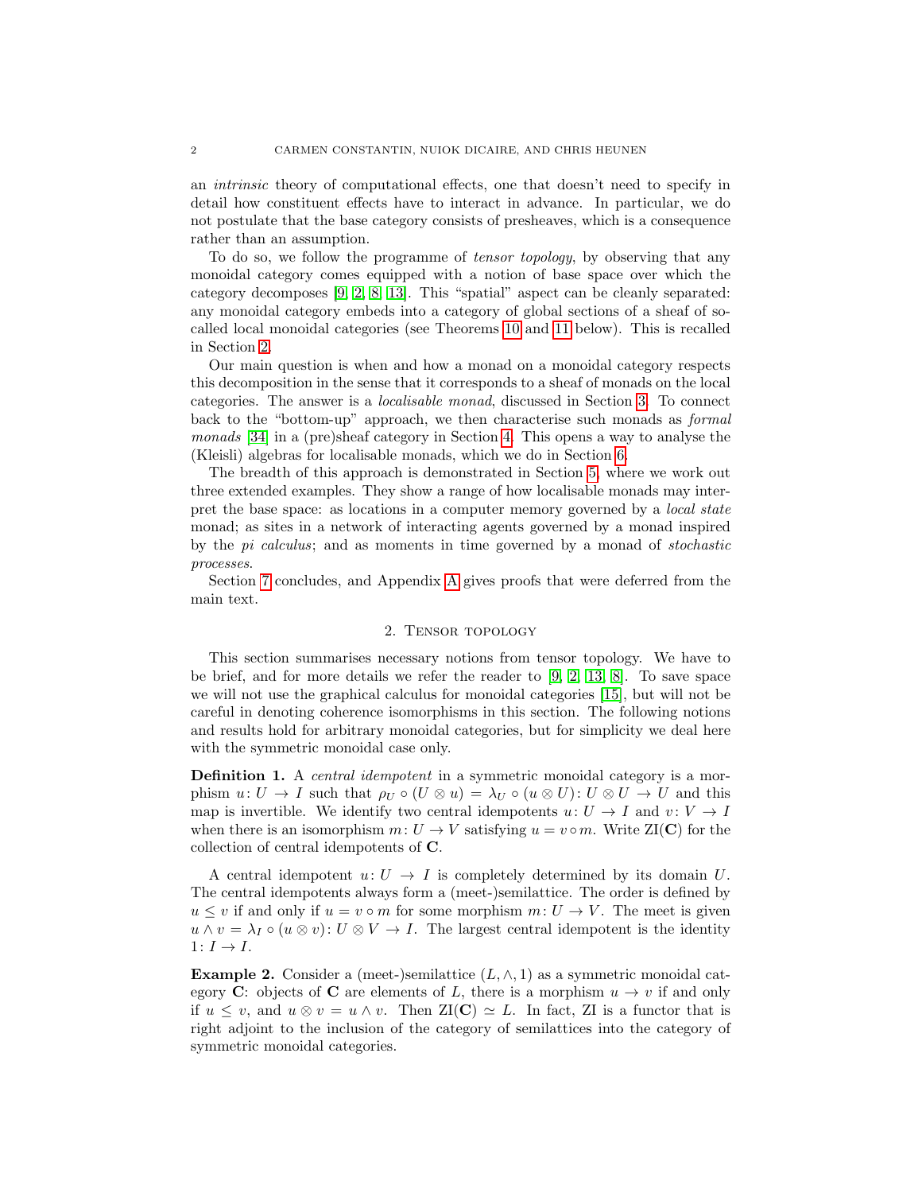an *intrinsic* theory of computational effects, one that doesn't need to specify in detail how constituent effects have to interact in advance. In particular, we do not postulate that the base category consists of presheaves, which is a consequence rather than an assumption.

To do so, we follow the programme of *tensor topology*, by observing that any monoidal category comes equipped with a notion of base space over which the category decomposes [9, 2, 8, 13]. This "spatial" aspect can be cleanly separated: any monoidal category embeds into a category of global sections of a sheaf of so-called local monoidal categories (see Theorems 10 and 11 below). This is recalled in Section 2.

Our main question is when and how a monad on a monoidal category respects this decomposition in the sense that it corresponds to a sheaf of monads on the local categories. The answer is a *localisable monad*, discussed in Section 3. To connect back to the "bottom-up" approach, we then characterise such monads as *formal monads* [34] in a (pre)sheaf category in Section 4. This opens a way to analyse the (Kleisli) algebras for localisable monads, which we do in Section 6.

The breadth of this approach is demonstrated in Section 5, where we work out three extended examples. They show a range of how localisable monads may interpret the base space: as locations in a computer memory governed by a *local state* monad; as sites in a network of interacting agents governed by a monad inspired by the *pi calculus*; and as moments in time governed by a monad of *stochastic processes*.

Section 7 concludes, and Appendix A gives proofs that were deferred from the main text.

## 2. Tensor topology

This section summarises necessary notions from tensor topology. We have to be brief, and for more details we refer the reader to [9, 2, 13, 8]. To save space we will not use the graphical calculus for monoidal categories [15], but will not be careful in denoting coherence isomorphisms in this section. The following notions and results hold for arbitrary monoidal categories, but for simplicity we deal here with the symmetric monoidal case only.

**Definition 1.** A *central idempotent* in a symmetric monoidal category is a morphism $u\colon U \to I$ such that $\rho_U \circ (U \otimes u) = \lambda_U \circ (u \otimes U)\colon U \otimes U \to U$ and this map is invertible. We identify two central idempotents $u\colon U \to I$ and $v\colon V \to I$ when there is an isomorphism $m\colon U \to V$ satisfying $u = v \circ m$. Write $\mathrm{ZI}(\mathbf{C})$ for the collection of central idempotents of $\mathbf{C}$.

A central idempotent $u\colon U \to I$ is completely determined by its domain $U$. The central idempotents always form a (meet-)semilattice. The order is defined by $u \leq v$ if and only if $u = v \circ m$ for some morphism $m\colon U \to V$. The meet is given $u \wedge v = \lambda_I \circ (u \otimes v)\colon U \otimes V \to I$. The largest central idempotent is the identity $1\colon I \to I$.

**Example 2.** Consider a (meet-)semilattice $(L, \wedge, 1)$ as a symmetric monoidal category $\mathbf{C}$: objects of $\mathbf{C}$ are elements of $L$, there is a morphism $u \to v$ if and only if $u \leq v$, and $u \otimes v = u \wedge v$. Then $\mathrm{ZI}(\mathbf{C}) \simeq L$. In fact, ZI is a functor that is right adjoint to the inclusion of the category of semilattices into the category of symmetric monoidal categories.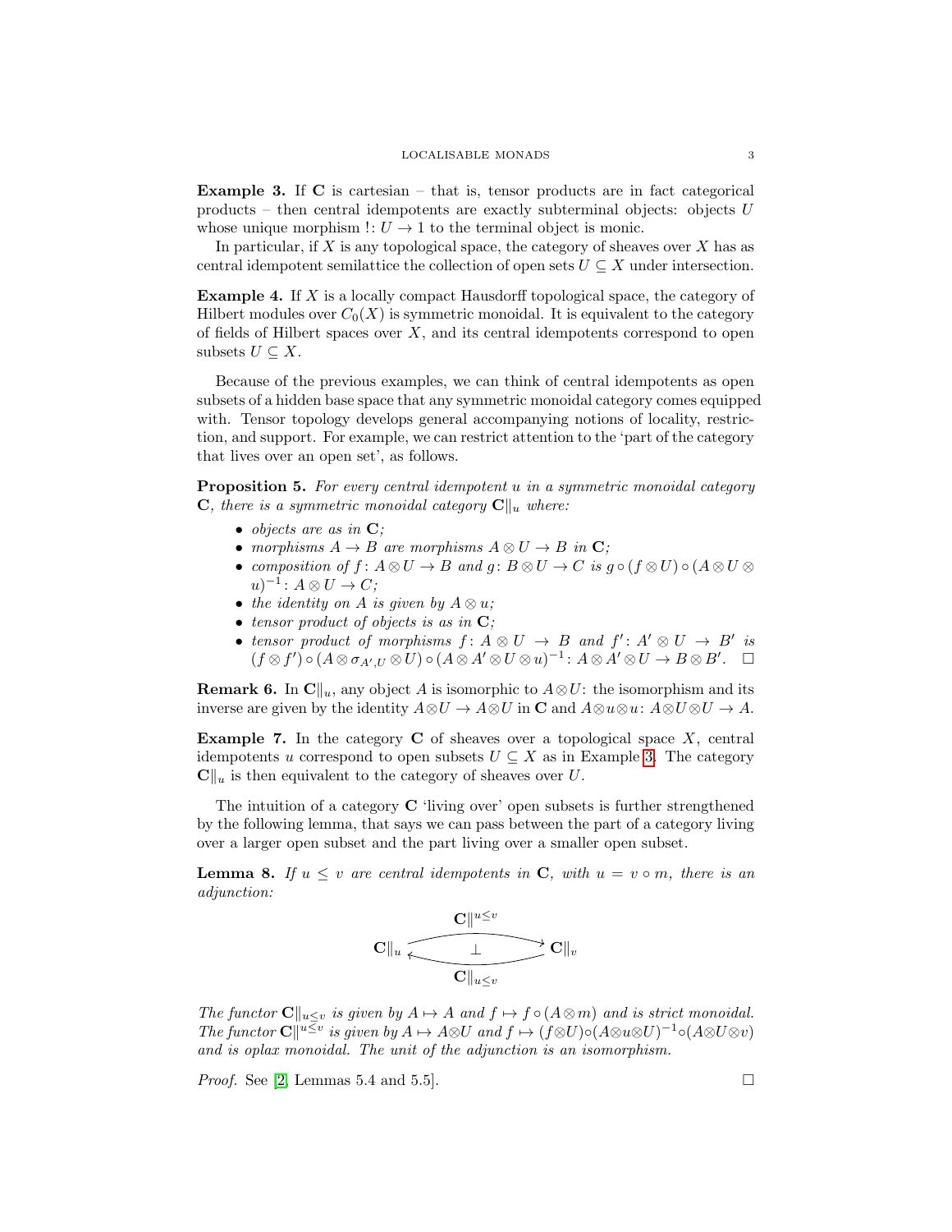**Example 3.** If $\mathbf{C}$ is cartesian – that is, tensor products are in fact categorical products – then central idempotents are exactly subterminal objects: objects $U$ whose unique morphism $!\colon U \to 1$ to the terminal object is monic.

In particular, if $X$ is any topological space, the category of sheaves over $X$ has as central idempotent semilattice the collection of open sets $U \subseteq X$ under intersection.

**Example 4.** If $X$ is a locally compact Hausdorff topological space, the category of Hilbert modules over $C_0(X)$ is symmetric monoidal. It is equivalent to the category of fields of Hilbert spaces over $X$, and its central idempotents correspond to open subsets $U \subseteq X$.

Because of the previous examples, we can think of central idempotents as open subsets of a hidden base space that any symmetric monoidal category comes equipped with. Tensor topology develops general accompanying notions of locality, restriction, and support. For example, we can restrict attention to the 'part of the category that lives over an open set', as follows.

**Proposition 5.** *For every central idempotent $u$ in a symmetric monoidal category $\mathbf{C}$, there is a symmetric monoidal category $\mathbf{C}\|_u$ where:*

- *objects are as in $\mathbf{C}$;*
- *morphisms $A \to B$ are morphisms $A \otimes U \to B$ in $\mathbf{C}$;*
- *composition of $f\colon A \otimes U \to B$ and $g\colon B \otimes U \to C$ is $g \circ (f \otimes U) \circ (A \otimes U \otimes u)^{-1}\colon A \otimes U \to C$;*
- *the identity on $A$ is given by $A \otimes u$;*
- *tensor product of objects is as in $\mathbf{C}$;*
- *tensor product of morphisms $f\colon A \otimes U \to B$ and $f'\colon A' \otimes U \to B'$ is $(f \otimes f') \circ (A \otimes \sigma_{A',U} \otimes U) \circ (A \otimes A' \otimes U \otimes u)^{-1}\colon A \otimes A' \otimes U \to B \otimes B'$.* $\square$

**Remark 6.** In $\mathbf{C}\|_u$, any object $A$ is isomorphic to $A \otimes U$: the isomorphism and its inverse are given by the identity $A \otimes U \to A \otimes U$ in $\mathbf{C}$ and $A \otimes u \otimes u\colon A \otimes U \otimes U \to A$.

**Example 7.** In the category $\mathbf{C}$ of sheaves over a topological space $X$, central idempotents $u$ correspond to open subsets $U \subseteq X$ as in Example 3. The category $\mathbf{C}\|_u$ is then equivalent to the category of sheaves over $U$.

The intuition of a category $\mathbf{C}$ 'living over' open subsets is further strengthened by the following lemma, that says we can pass between the part of a category living over a larger open subset and the part living over a smaller open subset.

**Lemma 8.** *If $u \leq v$ are central idempotents in $\mathbf{C}$, with $u = v \circ m$, there is an adjunction:*

$$\mathbf{C}\|_u \underset{\mathbf{C}\|_{u \leq v}}{\overset{\mathbf{C}\|^{u \leq v}}{\rightleftarrows}} \mathbf{C}\|_v \quad (\bot)$$

*The functor $\mathbf{C}\|_{u \leq v}$ is given by $A \mapsto A$ and $f \mapsto f \circ (A \otimes m)$ and is strict monoidal. The functor $\mathbf{C}\|^{u \leq v}$ is given by $A \mapsto A \otimes U$ and $f \mapsto (f \otimes U) \circ (A \otimes u \otimes U)^{-1} \circ (A \otimes U \otimes v)$ and is oplax monoidal. The unit of the adjunction is an isomorphism.*

*Proof.* See [2, Lemmas 5.4 and 5.5]. $\square$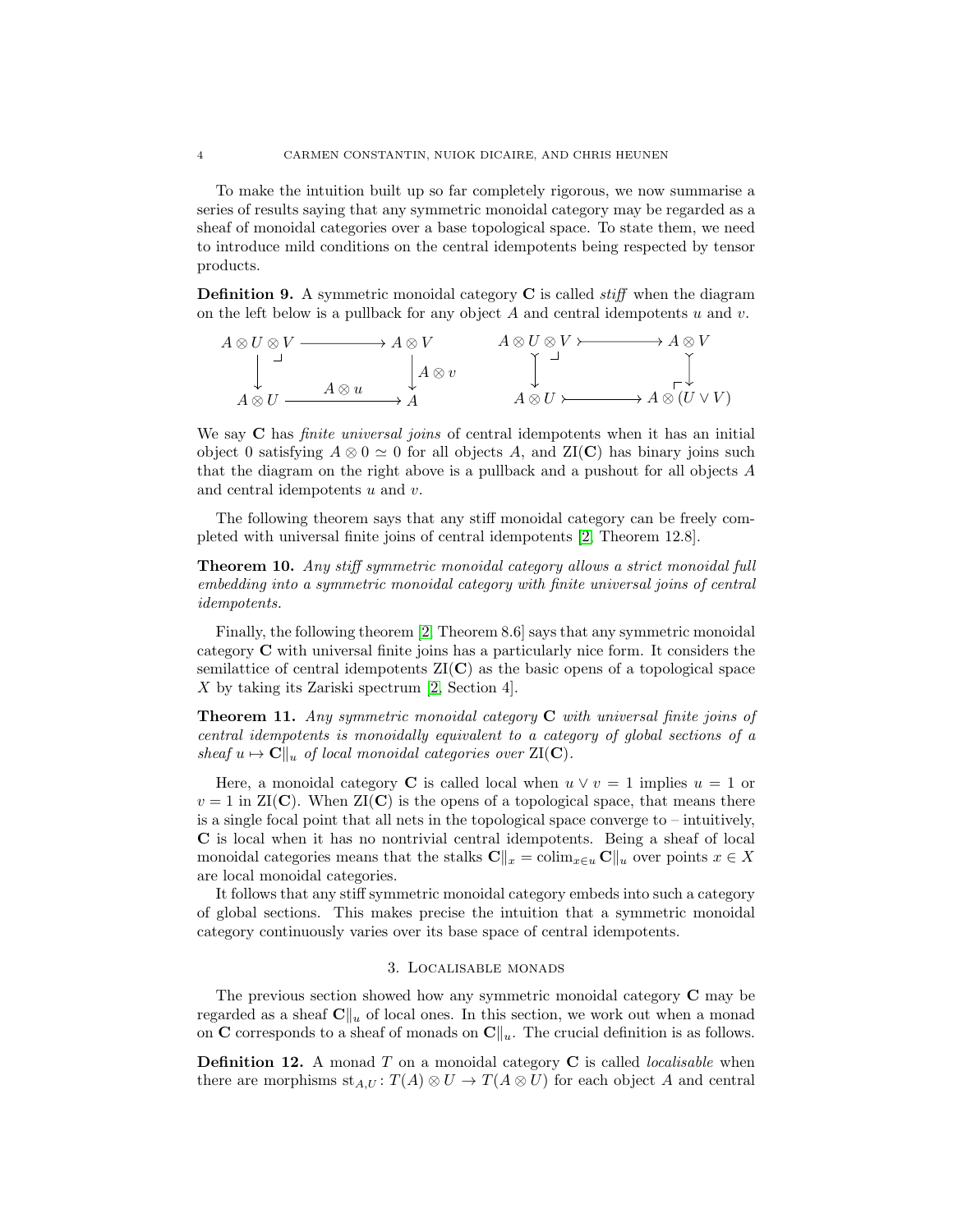To make the intuition built up so far completely rigorous, we now summarise a series of results saying that any symmetric monoidal category may be regarded as a sheaf of monoidal categories over a base topological space. To state them, we need to introduce mild conditions on the central idempotents being respected by tensor products.

**Definition 9.** A symmetric monoidal category $\mathbf{C}$ is called *stiff* when the diagram on the left below is a pullback for any object $A$ and central idempotents $u$ and $v$.

$$
\begin{array}{ccc}
A \otimes U \otimes V & \longrightarrow & A \otimes V \\
\big\downarrow & \lrcorner & \big\downarrow A \otimes v \\
A \otimes U & \xrightarrow{\;A \otimes u\;} & A
\end{array}
\qquad\qquad
\begin{array}{ccc}
A \otimes U \otimes V & \rightarrowtail & A \otimes V \\
\big\downarrow & \lrcorner & \big\downarrow \\
A \otimes U & \rightarrowtail & A \otimes (U \vee V)
\end{array}
$$

We say $\mathbf{C}$ has *finite universal joins* of central idempotents when it has an initial object 0 satisfying $A \otimes 0 \simeq 0$ for all objects $A$, and $\mathrm{ZI}(\mathbf{C})$ has binary joins such that the diagram on the right above is a pullback and a pushout for all objects $A$ and central idempotents $u$ and $v$.

The following theorem says that any stiff monoidal category can be freely completed with universal finite joins of central idempotents [2, Theorem 12.8].

**Theorem 10.** *Any stiff symmetric monoidal category allows a strict monoidal full embedding into a symmetric monoidal category with finite universal joins of central idempotents.*

Finally, the following theorem [2, Theorem 8.6] says that any symmetric monoidal category $\mathbf{C}$ with universal finite joins has a particularly nice form. It considers the semilattice of central idempotents $\mathrm{ZI}(\mathbf{C})$ as the basic opens of a topological space $X$ by taking its Zariski spectrum [2, Section 4].

**Theorem 11.** *Any symmetric monoidal category $\mathbf{C}$ with universal finite joins of central idempotents is monoidally equivalent to a category of global sections of a sheaf $u \mapsto \mathbf{C}\|_u$ of local monoidal categories over $\mathrm{ZI}(\mathbf{C})$.*

Here, a monoidal category $\mathbf{C}$ is called local when $u \vee v = 1$ implies $u = 1$ or $v = 1$ in $\mathrm{ZI}(\mathbf{C})$. When $\mathrm{ZI}(\mathbf{C})$ is the opens of a topological space, that means there is a single focal point that all nets in the topological space converge to – intuitively, $\mathbf{C}$ is local when it has no nontrivial central idempotents. Being a sheaf of local monoidal categories means that the stalks $\mathbf{C}\|_x = \mathrm{colim}_{x \in u}\, \mathbf{C}\|_u$ over points $x \in X$ are local monoidal categories.

It follows that any stiff symmetric monoidal category embeds into such a category of global sections. This makes precise the intuition that a symmetric monoidal category continuously varies over its base space of central idempotents.

## 3. Localisable monads

The previous section showed how any symmetric monoidal category $\mathbf{C}$ may be regarded as a sheaf $\mathbf{C}\|_u$ of local ones. In this section, we work out when a monad on $\mathbf{C}$ corresponds to a sheaf of monads on $\mathbf{C}\|_u$. The crucial definition is as follows.

**Definition 12.** A monad $T$ on a monoidal category $\mathbf{C}$ is called *localisable* when there are morphisms $\mathrm{st}_{A,U} \colon T(A) \otimes U \to T(A \otimes U)$ for each object $A$ and central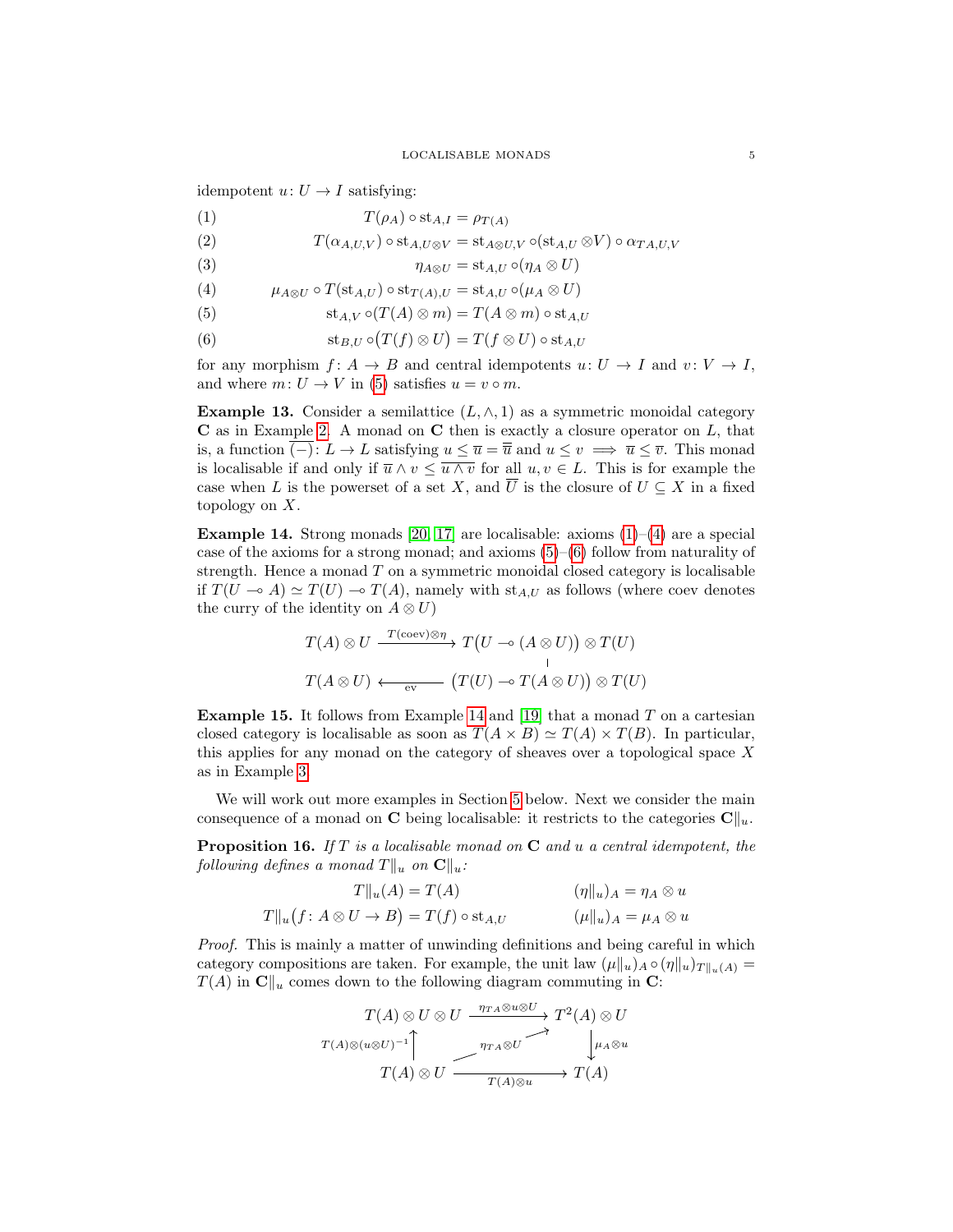idempotent $u\colon U \to I$ satisfying:

$$T(\rho_A) \circ \mathrm{st}_{A,I} = \rho_{T(A)} \tag{1}$$

$$T(\alpha_{A,U,V}) \circ \mathrm{st}_{A,U\otimes V} = \mathrm{st}_{A\otimes U,V} \circ (\mathrm{st}_{A,U} \otimes V) \circ \alpha_{TA,U,V} \tag{2}$$

$$\eta_{A\otimes U} = \mathrm{st}_{A,U} \circ (\eta_A \otimes U) \tag{3}$$

$$\mu_{A\otimes U} \circ T(\mathrm{st}_{A,U}) \circ \mathrm{st}_{T(A),U} = \mathrm{st}_{A,U} \circ (\mu_A \otimes U) \tag{4}$$

$$\mathrm{st}_{A,V} \circ (T(A) \otimes m) = T(A \otimes m) \circ \mathrm{st}_{A,U} \tag{5}$$

$$\mathrm{st}_{B,U} \circ \big(T(f) \otimes U\big) = T(f \otimes U) \circ \mathrm{st}_{A,U} \tag{6}$$

for any morphism $f\colon A \to B$ and central idempotents $u\colon U \to I$ and $v\colon V \to I$, and where $m\colon U \to V$ in (5) satisfies $u = v \circ m$.

**Example 13.** Consider a semilattice $(L, \wedge, 1)$ as a symmetric monoidal category $\mathbf{C}$ as in Example 2. A monad on $\mathbf{C}$ then is exactly a closure operator on $L$, that is, a function $\overline{(-)}\colon L \to L$ satisfying $u \leq \overline{u} = \overline{\overline{u}}$ and $u \leq v \implies \overline{u} \leq \overline{v}$. This monad is localisable if and only if $\overline{u} \wedge v \leq \overline{u \wedge v}$ for all $u, v \in L$. This is for example the case when $L$ is the powerset of a set $X$, and $\overline{U}$ is the closure of $U \subseteq X$ in a fixed topology on $X$.

**Example 14.** Strong monads [20, 17] are localisable: axioms (1)–(4) are a special case of the axioms for a strong monad; and axioms (5)–(6) follow from naturality of strength. Hence a monad $T$ on a symmetric monoidal closed category is localisable if $T(U \multimap A) \simeq T(U) \multimap T(A)$, namely with $\mathrm{st}_{A,U}$ as follows (where coev denotes the curry of the identity on $A \otimes U$)

$$\begin{array}{ccc}
T(A) \otimes U & \xrightarrow{T(\mathrm{coev})\otimes\eta} & T\big(U \multimap (A \otimes U)\big) \otimes T(U) \\
 & & \big| \\
T(A \otimes U) & \xleftarrow[\mathrm{ev}]{} & \big(T(U) \multimap T(A \otimes U)\big) \otimes T(U)
\end{array}$$

**Example 15.** It follows from Example 14 and [19] that a monad $T$ on a cartesian closed category is localisable as soon as $T(A \times B) \simeq T(A) \times T(B)$. In particular, this applies for any monad on the category of sheaves over a topological space $X$ as in Example 3.

We will work out more examples in Section 5 below. Next we consider the main consequence of a monad on $\mathbf{C}$ being localisable: it restricts to the categories $\mathbf{C}\|_u$.

**Proposition 16.** *If $T$ is a localisable monad on $\mathbf{C}$ and $u$ a central idempotent, the following defines a monad $T\|_u$ on $\mathbf{C}\|_u$:*

$$T\|_u(A) = T(A) \qquad\qquad (\eta\|_u)_A = \eta_A \otimes u$$

$$T\|_u\big(f\colon A \otimes U \to B\big) = T(f) \circ \mathrm{st}_{A,U} \qquad\qquad (\mu\|_u)_A = \mu_A \otimes u$$

*Proof.* This is mainly a matter of unwinding definitions and being careful in which category compositions are taken. For example, the unit law $(\mu\|_u)_A \circ (\eta\|_u)_{T\|_u(A)} = T(A)$ in $\mathbf{C}\|_u$ comes down to the following diagram commuting in $\mathbf{C}$:

$$\begin{array}{ccc}
T(A) \otimes U \otimes U & \xrightarrow{\eta_{TA}\otimes u \otimes U} & T^2(A) \otimes U \\
{\scriptstyle T(A)\otimes(u\otimes U)^{-1}} \uparrow & \nearrow{\scriptstyle \eta_{TA}\otimes U} & \downarrow {\scriptstyle \mu_A \otimes u} \\
T(A) \otimes U & \xrightarrow[T(A)\otimes u]{} & T(A)
\end{array}$$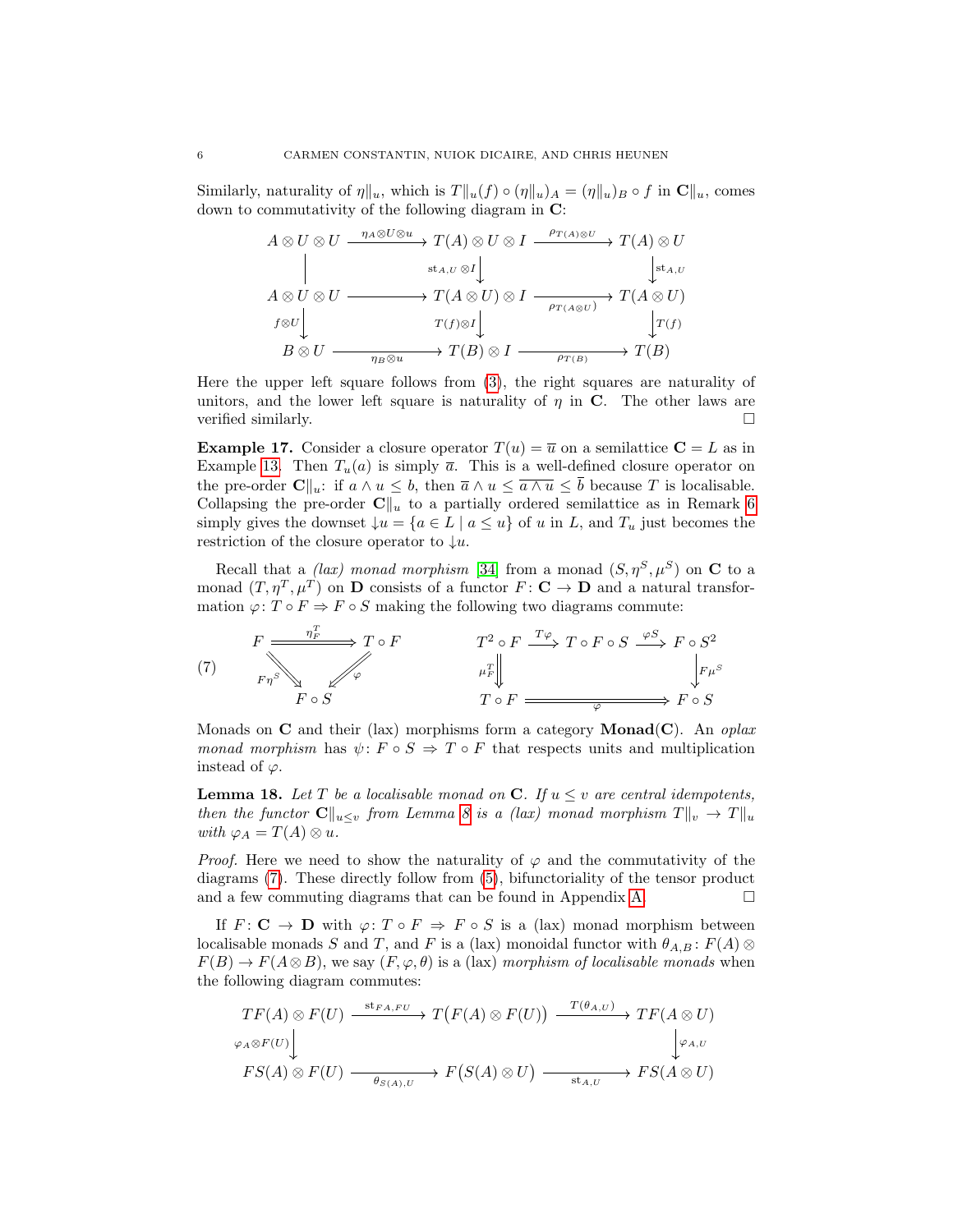Similarly, naturality of $\eta\|_u$, which is $T\|_u(f) \circ (\eta\|_u)_A = (\eta\|_u)_B \circ f$ in $\mathbf{C}\|_u$, comes down to commutativity of the following diagram in $\mathbf{C}$:

$$\begin{array}{ccccc}
A \otimes U \otimes U & \xrightarrow{\eta_A \otimes U \otimes u} & T(A) \otimes U \otimes I & \xrightarrow{\rho_{T(A)\otimes U}} & T(A) \otimes U \\
\Big| & & \Big\downarrow{\scriptstyle \mathrm{st}_{A,U} \otimes I} & & \Big\downarrow{\scriptstyle \mathrm{st}_{A,U}} \\
A \otimes U \otimes U & \longrightarrow & T(A \otimes U) \otimes I & \xrightarrow[\rho_{T(A\otimes U)}]{} & T(A \otimes U) \\
\Big\downarrow{\scriptstyle f\otimes U} & & \Big\downarrow{\scriptstyle T(f)\otimes I} & & \Big\downarrow{\scriptstyle T(f)} \\
B \otimes U & \xrightarrow[\eta_B \otimes u]{} & T(B) \otimes I & \xrightarrow[\rho_{T(B)}]{} & T(B)
\end{array}$$

Here the upper left square follows from (3), the right squares are naturality of unitors, and the lower left square is naturality of $\eta$ in $\mathbf{C}$. The other laws are verified similarly. □

**Example 17.** Consider a closure operator $T(u) = \overline{u}$ on a semilattice $\mathbf{C} = L$ as in Example 13. Then $T_u(a)$ is simply $\overline{a}$. This is a well-defined closure operator on the pre-order $\mathbf{C}\|_u$: if $a \wedge u \leq b$, then $\overline{a} \wedge u \leq \overline{a \wedge u} \leq \overline{b}$ because $T$ is localisable. Collapsing the pre-order $\mathbf{C}\|_u$ to a partially ordered semilattice as in Remark 6 simply gives the downset $\downarrow u = \{a \in L \mid a \leq u\}$ of $u$ in $L$, and $T_u$ just becomes the restriction of the closure operator to $\downarrow u$.

Recall that a *(lax) monad morphism* [34] from a monad $(S, \eta^S, \mu^S)$ on $\mathbf{C}$ to a monad $(T, \eta^T, \mu^T)$ on $\mathbf{D}$ consists of a functor $F \colon \mathbf{C} \to \mathbf{D}$ and a natural transformation $\varphi \colon T \circ F \Rightarrow F \circ S$ making the following two diagrams commute:

$$(7)\qquad
\begin{array}{ccc}
F & \xRightarrow{\eta^T_F} & T \circ F \\
& {\scriptstyle F\eta^S}\searrow \quad \swarrow{\scriptstyle \varphi} & \\
& F \circ S &
\end{array}
\qquad\qquad
\begin{array}{ccccc}
T^2 \circ F & \xrightarrow{T\varphi} & T \circ F \circ S & \xrightarrow{\varphi S} & F \circ S^2 \\
\Big\Downarrow{\scriptstyle \mu^T_F} & & & & \Big\downarrow{\scriptstyle F\mu^S} \\
T \circ F & & \xRightarrow[\varphi]{} & & F \circ S
\end{array}$$

Monads on $\mathbf{C}$ and their (lax) morphisms form a category $\mathbf{Monad}(\mathbf{C})$. An *oplax monad morphism* has $\psi \colon F \circ S \Rightarrow T \circ F$ that respects units and multiplication instead of $\varphi$.

**Lemma 18.** *Let $T$ be a localisable monad on $\mathbf{C}$. If $u \leq v$ are central idempotents, then the functor $\mathbf{C}\|_{u \leq v}$ from Lemma 8 is a (lax) monad morphism $T\|_v \to T\|_u$ with $\varphi_A = T(A) \otimes u$.*

*Proof.* Here we need to show the naturality of $\varphi$ and the commutativity of the diagrams (7). These directly follow from (5), bifunctoriality of the tensor product and a few commuting diagrams that can be found in Appendix A. □

If $F \colon \mathbf{C} \to \mathbf{D}$ with $\varphi \colon T \circ F \Rightarrow F \circ S$ is a (lax) monad morphism between localisable monads $S$ and $T$, and $F$ is a (lax) monoidal functor with $\theta_{A,B} \colon F(A) \otimes F(B) \to F(A \otimes B)$, we say $(F, \varphi, \theta)$ is a (lax) *morphism of localisable monads* when the following diagram commutes:

$$\begin{array}{ccccc}
TF(A) \otimes F(U) & \xrightarrow{\mathrm{st}_{FA,FU}} & T\big(F(A) \otimes F(U)\big) & \xrightarrow{T(\theta_{A,U})} & TF(A \otimes U) \\
\Big\downarrow{\scriptstyle \varphi_A \otimes F(U)} & & & & \Big\downarrow{\scriptstyle \varphi_{A,U}} \\
FS(A) \otimes F(U) & \xrightarrow[\theta_{S(A),U}]{} & F\big(S(A) \otimes U\big) & \xrightarrow[\mathrm{st}_{A,U}]{} & FS(A \otimes U)
\end{array}$$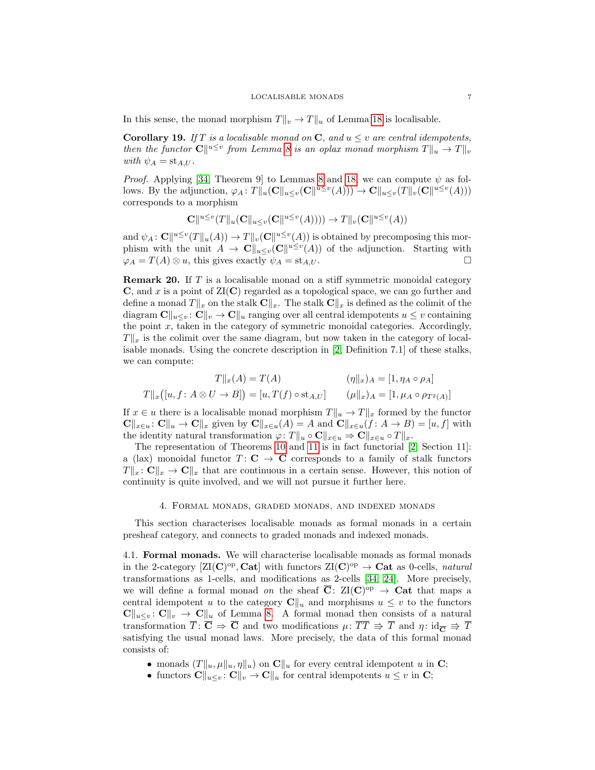In this sense, the monad morphism $T\|_v \to T\|_u$ of Lemma 18 is localisable.

**Corollary 19.** *If $T$ is a localisable monad on $\mathbf{C}$, and $u \leq v$ are central idempotents, then the functor $\mathbf{C}\|^{u\leq v}$ from Lemma 8 is an oplax monad morphism $T\|_u \to T\|_v$ with $\psi_A = \mathrm{st}_{A,U}$.*

*Proof.* Applying [34, Theorem 9] to Lemmas 8 and 18, we can compute $\psi$ as follows. By the adjunction, $\varphi_A \colon T\|_u(\mathbf{C}\|_{u\leq v}(\mathbf{C}\|^{u\leq v}(A))) \to \mathbf{C}\|_{u\leq v}(T\|_v(\mathbf{C}\|^{u\leq v}(A)))$ corresponds to a morphism

$$\mathbf{C}\|^{u\leq v}(T\|_u(\mathbf{C}\|_{u\leq v}(\mathbf{C}\|^{u\leq v}(A)))) \to T\|_v(\mathbf{C}\|^{u\leq v}(A))$$

and $\psi_A \colon \mathbf{C}\|^{u\leq v}(T\|_u(A)) \to T\|_v(\mathbf{C}\|^{u\leq v}(A))$ is obtained by precomposing this morphism with the unit $A \to \mathbf{C}\|_{u\leq v}(\mathbf{C}\|^{u\leq v}(A))$ of the adjunction. Starting with $\varphi_A = T(A) \otimes u$, this gives exactly $\psi_A = \mathrm{st}_{A,U}$. $\square$

**Remark 20.** If $T$ is a localisable monad on a stiff symmetric monoidal category $\mathbf{C}$, and $x$ is a point of $\mathrm{ZI}(\mathbf{C})$ regarded as a topological space, we can go further and define a monad $T\|_x$ on the stalk $\mathbf{C}\|_x$. The stalk $\mathbf{C}\|_x$ is defined as the colimit of the diagram $\mathbf{C}\|_{u\leq v} \colon \mathbf{C}\|_v \to \mathbf{C}\|_u$ ranging over all central idempotents $u \leq v$ containing the point $x$, taken in the category of symmetric monoidal categories. Accordingly, $T\|_x$ is the colimit over the same diagram, but now taken in the category of localisable monads. Using the concrete description in [2, Definition 7.1] of these stalks, we can compute:

$$T\|_x(A) = T(A) \qquad (\eta\|_x)_A = [1, \eta_A \circ \rho_A]$$
$$T\|_x\big([u, f \colon A \otimes U \to B]\big) = [u, T(f) \circ \mathrm{st}_{A,U}] \qquad (\mu\|_x)_A = [1, \mu_A \circ \rho_{T^2(A)}]$$

If $x \in u$ there is a localisable monad morphism $T\|_u \to T\|_x$ formed by the functor $\mathbf{C}\|_{x\in u} \colon \mathbf{C}\|_u \to \mathbf{C}\|_x$ given by $\mathbf{C}\|_{x\in u}(A) = A$ and $\mathbf{C}\|_{x\in u}(f \colon A \to B) = [u, f]$ with the identity natural transformation $\varphi \colon T\|_u \circ \mathbf{C}\|_{x\in u} \Rightarrow \mathbf{C}\|_{x\in u} \circ T\|_x$.

The representation of Theorems 10 and 11 is in fact functorial [2, Section 11]: a (lax) monoidal functor $T \colon \mathbf{C} \to \mathbf{C}$ corresponds to a family of stalk functors $T\|_x \colon \mathbf{C}\|_x \to \mathbf{C}\|_x$ that are continuous in a certain sense. However, this notion of continuity is quite involved, and we will not pursue it further here.

## 4. Formal monads, graded monads, and indexed monads

This section characterises localisable monads as formal monads in a certain presheaf category, and connects to graded monads and indexed monads.

### 4.1. Formal monads.

We will characterise localisable monads as formal monads in the 2-category $[\mathrm{ZI}(\mathbf{C})^{\mathrm{op}}, \mathbf{Cat}]$ with functors $\mathrm{ZI}(\mathbf{C})^{\mathrm{op}} \to \mathbf{Cat}$ as 0-cells, *natural* transformations as 1-cells, and modifications as 2-cells [34, 24]. More precisely, we will define a formal monad *on* the sheaf $\overline{\mathbf{C}} \colon \mathrm{ZI}(\mathbf{C})^{\mathrm{op}} \to \mathbf{Cat}$ that maps a central idempotent $u$ to the category $\mathbf{C}\|_u$ and morphisms $u \leq v$ to the functors $\mathbf{C}\|_{u\leq v} \colon \mathbf{C}\|_v \to \mathbf{C}\|_u$ of Lemma 8. A formal monad then consists of a natural transformation $\overline{T} \colon \overline{\mathbf{C}} \Rightarrow \overline{\mathbf{C}}$ and two modifications $\mu \colon \overline{T}\,\overline{T} \Rrightarrow \overline{T}$ and $\eta \colon \mathrm{id}_{\overline{\mathbf{C}}} \Rrightarrow \overline{T}$ satisfying the usual monad laws. More precisely, the data of this formal monad consists of:

- monads $(T\|_u, \mu\|_u, \eta\|_u)$ on $\mathbf{C}\|_u$ for every central idempotent $u$ in $\mathbf{C}$;
- functors $\mathbf{C}\|_{u\leq v} \colon \mathbf{C}\|_v \to \mathbf{C}\|_u$ for central idempotents $u \leq v$ in $\mathbf{C}$;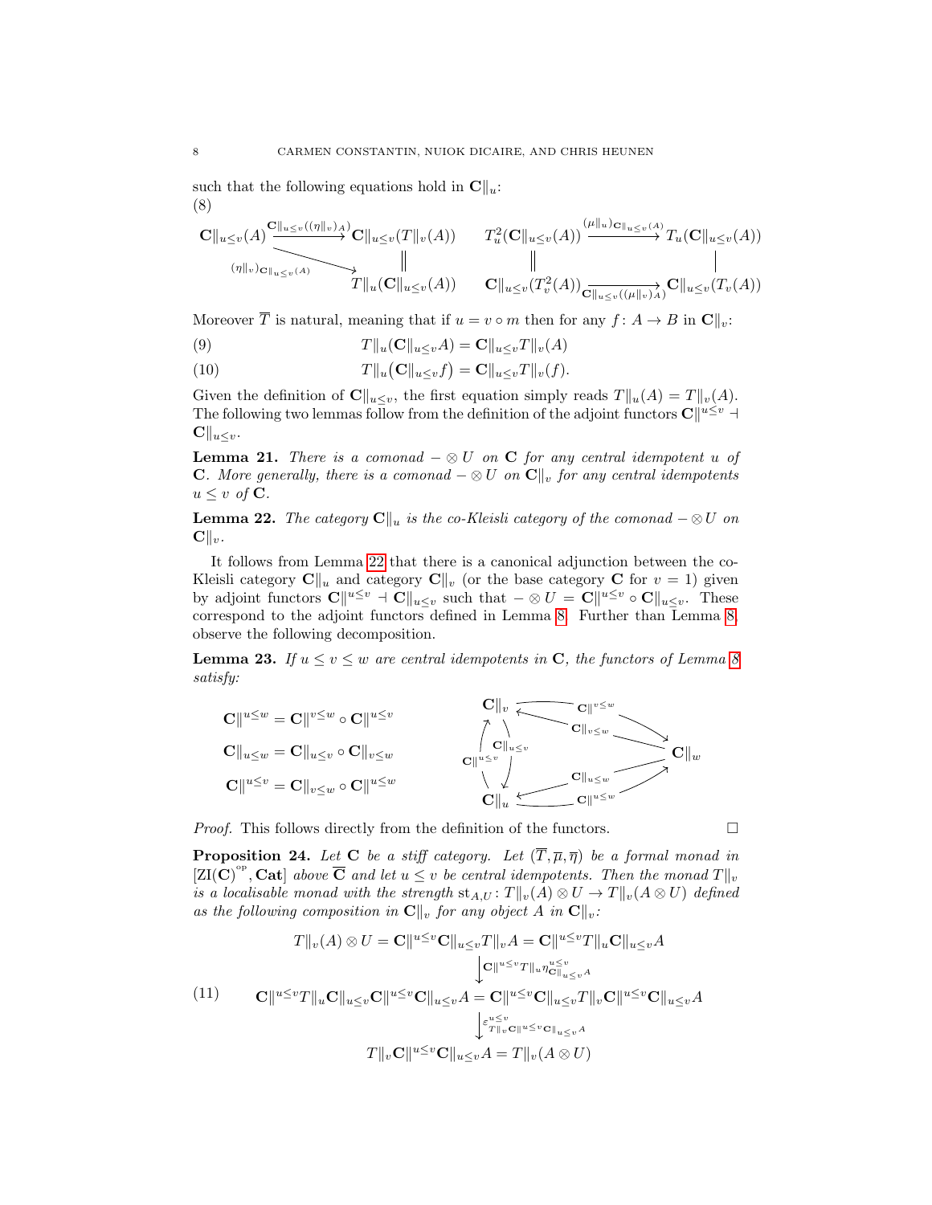such that the following equations hold in $\mathbf{C}\|_u$:

(8)

$$
\begin{array}{ccc}
\mathbf{C}\|_{u\leq v}(A) & \xrightarrow{\mathbf{C}\|_{u\leq v}((\eta\|_v)_A)} & \mathbf{C}\|_{u\leq v}(T\|_v(A)) \\
& \searrow^{(\eta\|_v)_{\mathbf{C}\|_{u\leq v}(A)}} & \| \\
& & T\|_u(\mathbf{C}\|_{u\leq v}(A))
\end{array}
\qquad
\begin{array}{ccc}
T_u^2(\mathbf{C}\|_{u\leq v}(A)) & \xrightarrow{(\mu\|_u)_{\mathbf{C}\|_{u\leq v}(A)}} & T_u(\mathbf{C}\|_{u\leq v}(A)) \\
\| & & | \\
\mathbf{C}\|_{u\leq v}(T_v^2(A)) & \xrightarrow[\mathbf{C}\|_{u\leq v}((\mu\|_v)_A)]{} & \mathbf{C}\|_{u\leq v}(T_v(A))
\end{array}
$$

Moreover $\overline{T}$ is natural, meaning that if $u = v \circ m$ then for any $f\colon A \to B$ in $\mathbf{C}\|_v$:

$$T\|_u(\mathbf{C}\|_{u\leq v}A) = \mathbf{C}\|_{u\leq v}T\|_v(A) \tag{9}$$

$$T\|_u\big(\mathbf{C}\|_{u\leq v}f\big) = \mathbf{C}\|_{u\leq v}T\|_v(f). \tag{10}$$

Given the definition of $\mathbf{C}\|_{u\leq v}$, the first equation simply reads $T\|_u(A) = T\|_v(A)$. The following two lemmas follow from the definition of the adjoint functors $\mathbf{C}\|^{u\leq v} \dashv \mathbf{C}\|_{u\leq v}$.

**Lemma 21.** *There is a comonad $-\otimes U$ on $\mathbf{C}$ for any central idempotent $u$ of $\mathbf{C}$. More generally, there is a comonad $-\otimes U$ on $\mathbf{C}\|_v$ for any central idempotents $u \leq v$ of $\mathbf{C}$.*

**Lemma 22.** *The category $\mathbf{C}\|_u$ is the co-Kleisli category of the comonad $-\otimes U$ on $\mathbf{C}\|_v$.*

It follows from Lemma 22 that there is a canonical adjunction between the co-Kleisli category $\mathbf{C}\|_u$ and category $\mathbf{C}\|_v$ (or the base category $\mathbf{C}$ for $v = 1$) given by adjoint functors $\mathbf{C}\|^{u\leq v} \dashv \mathbf{C}\|_{u\leq v}$ such that $-\otimes U = \mathbf{C}\|^{u\leq v} \circ \mathbf{C}\|_{u\leq v}$. These correspond to the adjoint functors defined in Lemma 8. Further than Lemma 8, observe the following decomposition.

**Lemma 23.** *If $u \leq v \leq w$ are central idempotents in $\mathbf{C}$, the functors of Lemma 8 satisfy:*

$$\mathbf{C}\|^{u\leq w} = \mathbf{C}\|^{v\leq w} \circ \mathbf{C}\|^{u\leq v}$$

$$\mathbf{C}\|_{u\leq w} = \mathbf{C}\|_{u\leq v} \circ \mathbf{C}\|_{v\leq w}$$

$$\mathbf{C}\|^{u\leq v} = \mathbf{C}\|_{v\leq w} \circ \mathbf{C}\|^{u\leq w}$$

(Diagram: $\mathbf{C}\|_v$ and $\mathbf{C}\|_u$ connected by $\mathbf{C}\|_{u\leq v}$ and $\mathbf{C}\|^{u\leq v}$; $\mathbf{C}\|_v$ and $\mathbf{C}\|_w$ connected by $\mathbf{C}\|^{v\leq w}$ and $\mathbf{C}\|_{v\leq w}$; $\mathbf{C}\|_u$ and $\mathbf{C}\|_w$ connected by $\mathbf{C}\|_{u\leq w}$ and $\mathbf{C}\|^{u\leq w}$.)

*Proof.* This follows directly from the definition of the functors. $\square$

**Proposition 24.** *Let $\mathbf{C}$ be a stiff category. Let $(\overline{T}, \overline{\mu}, \overline{\eta})$ be a formal monad in $[\mathrm{ZI}(\mathbf{C})^{\mathrm{op}}, \mathbf{Cat}]$ above $\overline{\mathbf{C}}$ and let $u \leq v$ be central idempotents. Then the monad $T\|_v$ is a localisable monad with the strength $\mathrm{st}_{A,U}\colon T\|_v(A)\otimes U \to T\|_v(A\otimes U)$ defined as the following composition in $\mathbf{C}\|_v$ for any object $A$ in $\mathbf{C}\|_v$:*

$$
\begin{array}{c}
T\|_v(A)\otimes U = \mathbf{C}\|^{u\leq v}\mathbf{C}\|_{u\leq v}T\|_vA = \mathbf{C}\|^{u\leq v}T\|_u\mathbf{C}\|_{u\leq v}A \\
\Big\downarrow {\scriptstyle \mathbf{C}\|^{u\leq v}T\|_u\eta^{u\leq v}_{\mathbf{C}\|_{u\leq v}A}} \\
\mathbf{C}\|^{u\leq v}T\|_u\mathbf{C}\|_{u\leq v}\mathbf{C}\|^{u\leq v}\mathbf{C}\|_{u\leq v}A = \mathbf{C}\|^{u\leq v}\mathbf{C}\|_{u\leq v}T\|_v\mathbf{C}\|^{u\leq v}\mathbf{C}\|_{u\leq v}A \\
\Big\downarrow {\scriptstyle \varepsilon^{u\leq v}_{T\|_v\mathbf{C}\|^{u\leq v}\mathbf{C}\|_{u\leq v}A}} \\
T\|_v\mathbf{C}\|^{u\leq v}\mathbf{C}\|_{u\leq v}A = T\|_v(A\otimes U)
\end{array}
\tag{11}
$$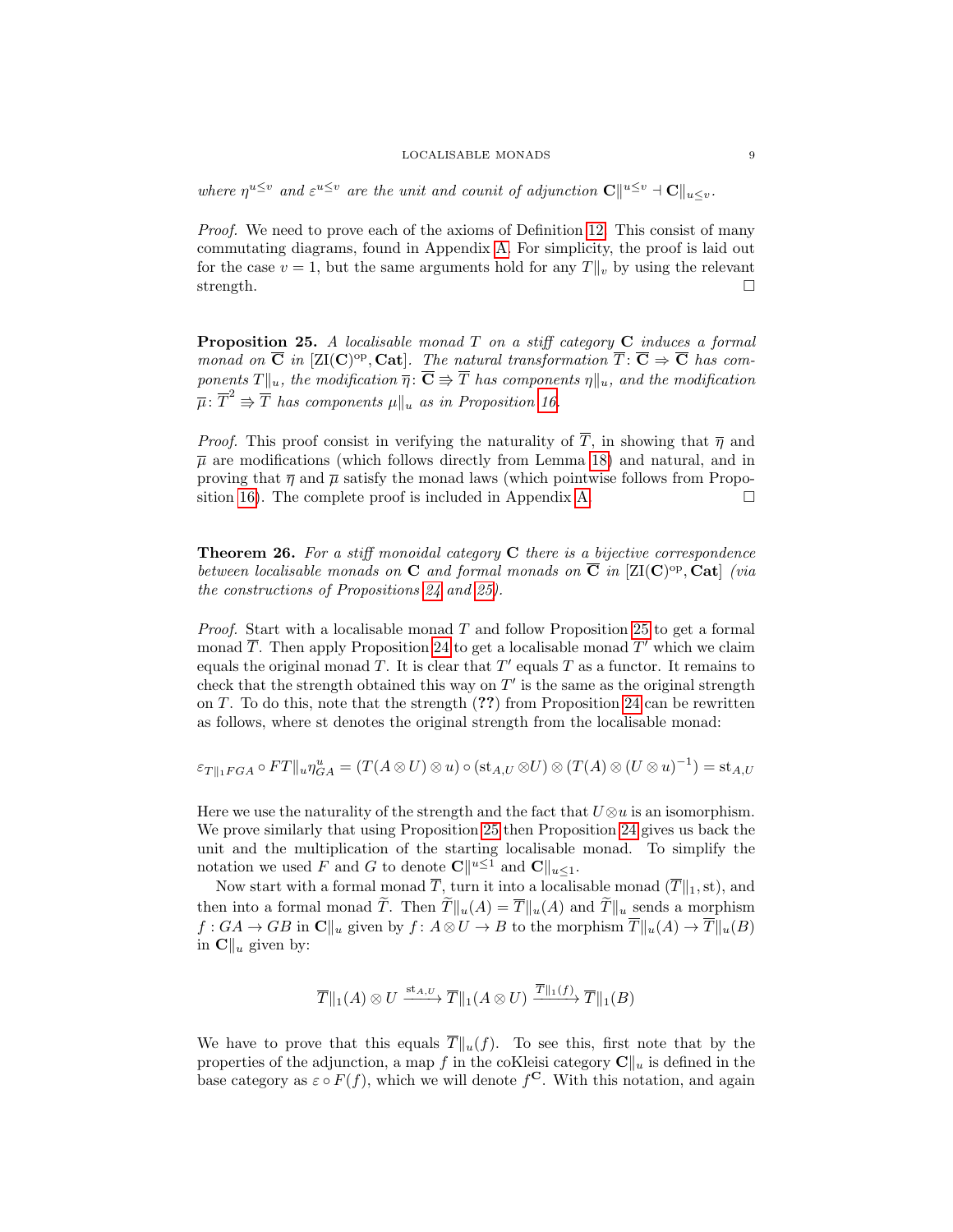*where $\eta^{u\leq v}$ and $\varepsilon^{u\leq v}$ are the unit and counit of adjunction $\mathbf{C}\|^{u\leq v} \dashv \mathbf{C}\|_{u\leq v}$.*

*Proof.* We need to prove each of the axioms of Definition 12. This consist of many commutating diagrams, found in Appendix A. For simplicity, the proof is laid out for the case $v = 1$, but the same arguments hold for any $T\|_v$ by using the relevant strength. □

**Proposition 25.** *A localisable monad $T$ on a stiff category $\mathbf{C}$ induces a formal monad on $\overline{\mathbf{C}}$ in $[\mathrm{ZI}(\mathbf{C})^{\mathrm{op}}, \mathbf{Cat}]$. The natural transformation $\overline{T}\colon \overline{\mathbf{C}} \Rightarrow \overline{\mathbf{C}}$ has components $T\|_u$, the modification $\overline{\eta}\colon \overline{\mathbf{C}} \Rrightarrow \overline{T}$ has components $\eta\|_u$, and the modification $\overline{\mu}\colon \overline{T}^2 \Rrightarrow \overline{T}$ has components $\mu\|_u$ as in Proposition 16.*

*Proof.* This proof consist in verifying the naturality of $\overline{T}$, in showing that $\overline{\eta}$ and $\overline{\mu}$ are modifications (which follows directly from Lemma 18) and natural, and in proving that $\overline{\eta}$ and $\overline{\mu}$ satisfy the monad laws (which pointwise follows from Proposition 16). The complete proof is included in Appendix A. □

**Theorem 26.** *For a stiff monoidal category $\mathbf{C}$ there is a bijective correspondence between localisable monads on $\mathbf{C}$ and formal monads on $\overline{\mathbf{C}}$ in $[\mathrm{ZI}(\mathbf{C})^{\mathrm{op}}, \mathbf{Cat}]$ (via the constructions of Propositions 24 and 25).*

*Proof.* Start with a localisable monad $T$ and follow Proposition 25 to get a formal monad $\overline{T}$. Then apply Proposition 24 to get a localisable monad $T'$ which we claim equals the original monad $T$. It is clear that $T'$ equals $T$ as a functor. It remains to check that the strength obtained this way on $T'$ is the same as the original strength on $T$. To do this, note that the strength (**??**) from Proposition 24 can be rewritten as follows, where st denotes the original strength from the localisable monad:

$$\varepsilon_{T\|_1 FGA} \circ FT\|_u \eta^u_{GA} = (T(A \otimes U) \otimes u) \circ (\mathrm{st}_{A,U} \otimes U) \otimes (T(A) \otimes (U \otimes u)^{-1}) = \mathrm{st}_{A,U}$$

Here we use the naturality of the strength and the fact that $U \otimes u$ is an isomorphism. We prove similarly that using Proposition 25 then Proposition 24 gives us back the unit and the multiplication of the starting localisable monad. To simplify the notation we used $F$ and $G$ to denote $\mathbf{C}\|^{u\leq 1}$ and $\mathbf{C}\|_{u\leq 1}$.

Now start with a formal monad $\overline{T}$, turn it into a localisable monad $(\overline{T}\|_1, \mathrm{st})$, and then into a formal monad $\widetilde{T}$. Then $\widetilde{T}\|_u(A) = \overline{T}\|_u(A)$ and $\widetilde{T}\|_u$ sends a morphism $f : GA \to GB$ in $\mathbf{C}\|_u$ given by $f\colon A \otimes U \to B$ to the morphism $\overline{T}\|_u(A) \to \overline{T}\|_u(B)$ in $\mathbf{C}\|_u$ given by:

$$\overline{T}\|_1(A) \otimes U \xrightarrow{\mathrm{st}_{A,U}} \overline{T}\|_1(A \otimes U) \xrightarrow{\overline{T}\|_1(f)} \overline{T}\|_1(B)$$

We have to prove that this equals $\overline{T}\|_u(f)$. To see this, first note that by the properties of the adjunction, a map $f$ in the coKleisi category $\mathbf{C}\|_u$ is defined in the base category as $\varepsilon \circ F(f)$, which we will denote $f^{\mathbf{C}}$. With this notation, and again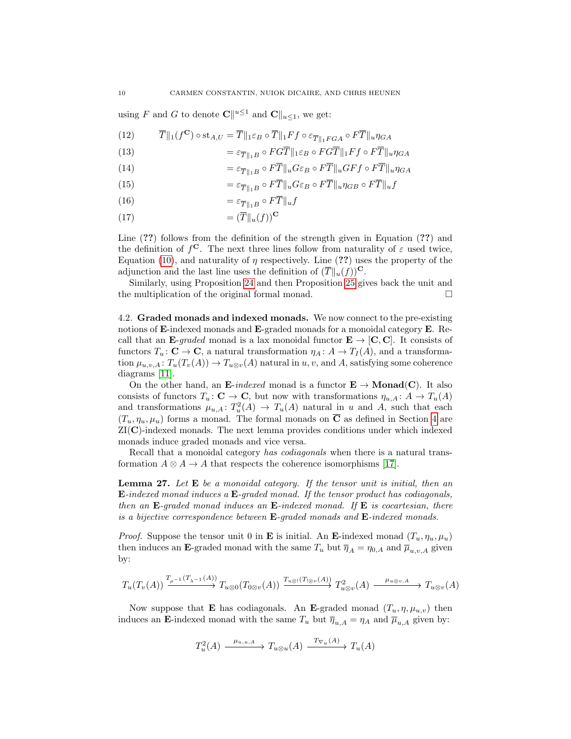using $F$ and $G$ to denote $\mathbf{C}\|^{u\leq 1}$ and $\mathbf{C}\|_{u\leq 1}$, we get:

$$
\begin{aligned}
&(12) \qquad \overline{T}\|_1(f^{\mathbf{C}}) \circ \mathrm{st}_{A,U} = \overline{T}\|_1\varepsilon_B \circ \overline{T}\|_1 Ff \circ \varepsilon_{\overline{T}\|_1 FGA} \circ F\overline{T}\|_u \eta_{GA} \\
&(13) \qquad = \varepsilon_{\overline{T}\|_1 B} \circ FG\overline{T}\|_1\varepsilon_B \circ FG\overline{T}\|_1 Ff \circ F\overline{T}\|_u \eta_{GA} \\
&(14) \qquad = \varepsilon_{\overline{T}\|_1 B} \circ F\overline{T}\|_u G\varepsilon_B \circ F\overline{T}\|_u GFf \circ F\overline{T}\|_u \eta_{GA} \\
&(15) \qquad = \varepsilon_{\overline{T}\|_1 B} \circ F\overline{T}\|_u G\varepsilon_B \circ F\overline{T}\|_u \eta_{GB} \circ F\overline{T}\|_u f \\
&(16) \qquad = \varepsilon_{\overline{T}\|_1 B} \circ F\overline{T}\|_u f \\
&(17) \qquad = (\overline{T}\|_u(f))^{\mathbf{C}}
\end{aligned}
$$

Line (**??**) follows from the definition of the strength given in Equation (**??**) and the definition of $f^{\mathbf{C}}$. The next three lines follow from naturality of $\varepsilon$ used twice, Equation (10), and naturality of $\eta$ respectively. Line (**??**) uses the property of the adjunction and the last line uses the definition of $(\overline{T}\|_u(f))^{\mathbf{C}}$.

Similarly, using Proposition 24 and then Proposition 25 gives back the unit and the multiplication of the original formal monad. □

### 4.2. Graded monads and indexed monads.

We now connect to the pre-existing notions of $\mathbf{E}$-indexed monads and $\mathbf{E}$-graded monads for a monoidal category $\mathbf{E}$. Recall that an $\mathbf{E}$-*graded* monad is a lax monoidal functor $\mathbf{E} \to [\mathbf{C}, \mathbf{C}]$. It consists of functors $T_u \colon \mathbf{C} \to \mathbf{C}$, a natural transformation $\eta_A \colon A \to T_I(A)$, and a transformation $\mu_{u,v,A} \colon T_u(T_v(A)) \to T_{u\otimes v}(A)$ natural in $u, v$, and $A$, satisfying some coherence diagrams [11].

On the other hand, an $\mathbf{E}$-*indexed* monad is a functor $\mathbf{E} \to \mathbf{Monad}(\mathbf{C})$. It also consists of functors $T_u \colon \mathbf{C} \to \mathbf{C}$, but now with transformations $\eta_{u,A} \colon A \to T_u(A)$ and transformations $\mu_{u,A} \colon T_u^2(A) \to T_u(A)$ natural in $u$ and $A$, such that each $(T_u, \eta_u, \mu_u)$ forms a monad. The formal monads on $\overline{\mathbf{C}}$ as defined in Section 4 are $\mathrm{ZI}(\mathbf{C})$-indexed monads. The next lemma provides conditions under which indexed monads induce graded monads and vice versa.

Recall that a monoidal category *has codiagonals* when there is a natural transformation $A \otimes A \to A$ that respects the coherence isomorphisms [17].

**Lemma 27.** *Let $\mathbf{E}$ be a monoidal category. If the tensor unit is initial, then an $\mathbf{E}$-indexed monad induces a $\mathbf{E}$-graded monad. If the tensor product has codiagonals, then an $\mathbf{E}$-graded monad induces an $\mathbf{E}$-indexed monad. If $\mathbf{E}$ is cocartesian, there is a bijective correspondence between $\mathbf{E}$-graded monads and $\mathbf{E}$-indexed monads.*

*Proof.* Suppose the tensor unit 0 in $\mathbf{E}$ is initial. An $\mathbf{E}$-indexed monad $(T_u, \eta_u, \mu_u)$ then induces an $\mathbf{E}$-graded monad with the same $T_u$ but $\overline{\eta}_A = \eta_{0,A}$ and $\overline{\mu}_{u,v,A}$ given by:

$$
T_u(T_v(A)) \xrightarrow{T_{\rho^{-1}}(T_{\lambda^{-1}}(A))} T_{u\otimes 0}(T_{0\otimes v}(A)) \xrightarrow{T_{u\otimes !}(T_{!\otimes v}(A))} T^2_{u\otimes v}(A) \xrightarrow{\mu_{u\otimes v,A}} T_{u\otimes v}(A)
$$

Now suppose that $\mathbf{E}$ has codiagonals. An $\mathbf{E}$-graded monad $(T_u, \eta, \mu_{u,v})$ then induces an $\mathbf{E}$-indexed monad with the same $T_u$ but $\overline{\eta}_{u,A} = \eta_A$ and $\overline{\mu}_{u,A}$ given by:

$$
T_u^2(A) \xrightarrow{\mu_{u,u,A}} T_{u\otimes u}(A) \xrightarrow{T_{\nabla_u}(A)} T_u(A)
$$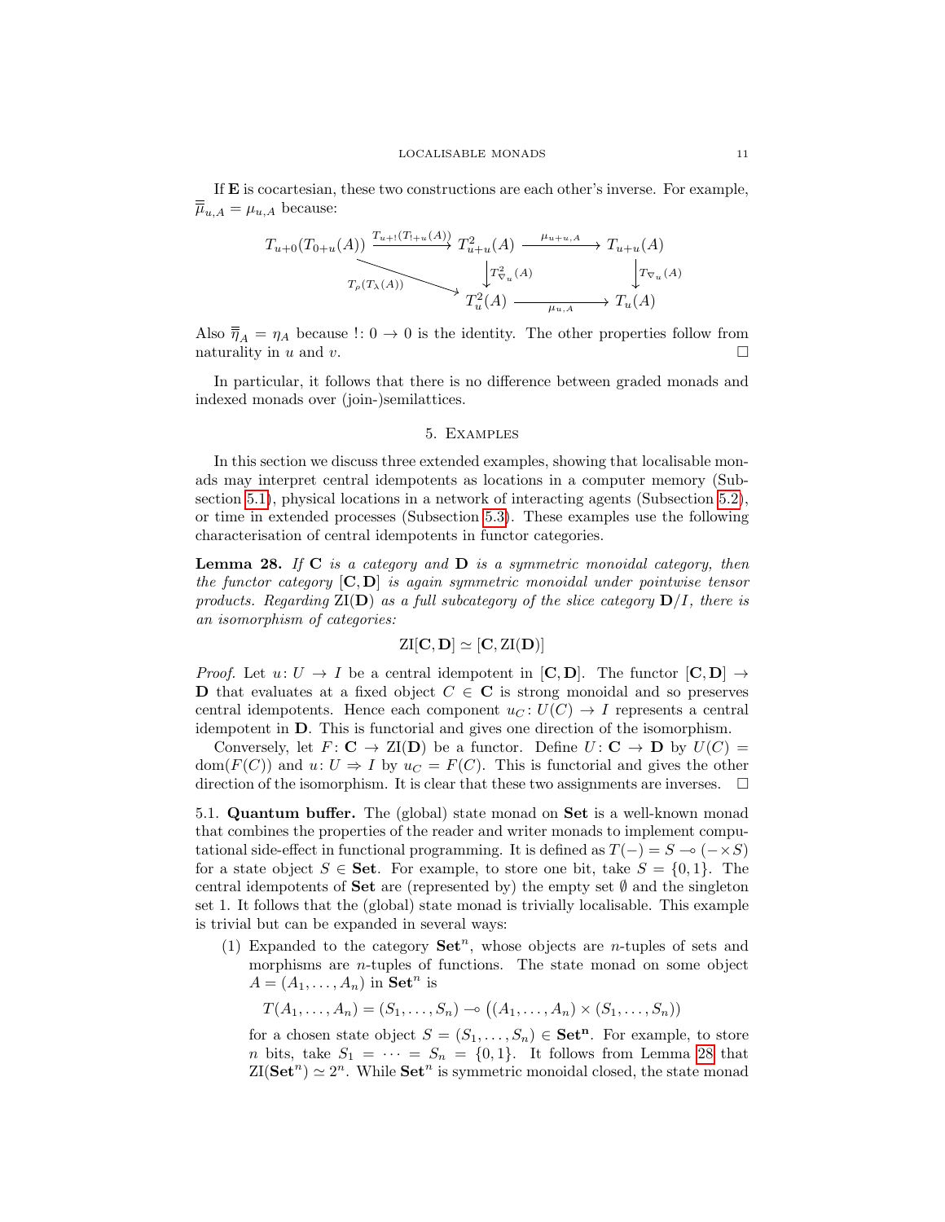If $\mathbf{E}$ is cocartesian, these two constructions are each other's inverse. For example, $\overline{\overline{\mu}}_{u,A} = \mu_{u,A}$ because:

$$\begin{array}{ccccc}
T_{u+0}(T_{0+u}(A)) & \xrightarrow{T_{u+!}(T_{!+u}(A))} & T^2_{u+u}(A) & \xrightarrow{\mu_{u+u,A}} & T_{u+u}(A) \\
 & \searrow^{T_\rho(T_\lambda(A))} & \downarrow{\scriptstyle T^2_{\nabla_u}(A)} & & \downarrow{\scriptstyle T_{\nabla_u}(A)} \\
 & & T^2_u(A) & \xrightarrow[\mu_{u,A}]{} & T_u(A)
\end{array}$$

Also $\overline{\overline{\eta}}_A = \eta_A$ because $!\colon 0 \to 0$ is the identity. The other properties follow from naturality in $u$ and $v$. □

In particular, it follows that there is no difference between graded monads and indexed monads over (join-)semilattices.

## 5. Examples

In this section we discuss three extended examples, showing that localisable monads may interpret central idempotents as locations in a computer memory (Subsection 5.1), physical locations in a network of interacting agents (Subsection 5.2), or time in extended processes (Subsection 5.3). These examples use the following characterisation of central idempotents in functor categories.

**Lemma 28.** *If $\mathbf{C}$ is a category and $\mathbf{D}$ is a symmetric monoidal category, then the functor category $[\mathbf{C}, \mathbf{D}]$ is again symmetric monoidal under pointwise tensor products. Regarding $\mathrm{ZI}(\mathbf{D})$ as a full subcategory of the slice category $\mathbf{D}/I$, there is an isomorphism of categories:*

$$\mathrm{ZI}[\mathbf{C}, \mathbf{D}] \simeq [\mathbf{C}, \mathrm{ZI}(\mathbf{D})]$$

*Proof.* Let $u\colon U \to I$ be a central idempotent in $[\mathbf{C}, \mathbf{D}]$. The functor $[\mathbf{C}, \mathbf{D}] \to \mathbf{D}$ that evaluates at a fixed object $C \in \mathbf{C}$ is strong monoidal and so preserves central idempotents. Hence each component $u_C\colon U(C) \to I$ represents a central idempotent in $\mathbf{D}$. This is functorial and gives one direction of the isomorphism.

Conversely, let $F\colon \mathbf{C} \to \mathrm{ZI}(\mathbf{D})$ be a functor. Define $U\colon \mathbf{C} \to \mathbf{D}$ by $U(C) = \mathrm{dom}(F(C))$ and $u\colon U \Rightarrow I$ by $u_C = F(C)$. This is functorial and gives the other direction of the isomorphism. It is clear that these two assignments are inverses. □

### 5.1. Quantum buffer.

The (global) state monad on $\mathbf{Set}$ is a well-known monad that combines the properties of the reader and writer monads to implement computational side-effect in functional programming. It is defined as $T(-) = S \multimap (- \times S)$ for a state object $S \in \mathbf{Set}$. For example, to store one bit, take $S = \{0, 1\}$. The central idempotents of $\mathbf{Set}$ are (represented by) the empty set $\emptyset$ and the singleton set $1$. It follows that the (global) state monad is trivially localisable. This example is trivial but can be expanded in several ways:

(1) Expanded to the category $\mathbf{Set}^n$, whose objects are $n$-tuples of sets and morphisms are $n$-tuples of functions. The state monad on some object $A = (A_1, \ldots, A_n)$ in $\mathbf{Set}^n$ is

$$T(A_1, \ldots, A_n) = (S_1, \ldots, S_n) \multimap \big((A_1, \ldots, A_n) \times (S_1, \ldots, S_n)\big)$$

for a chosen state object $S = (S_1, \ldots, S_n) \in \mathbf{Set}^\mathbf{n}$. For example, to store $n$ bits, take $S_1 = \cdots = S_n = \{0, 1\}$. It follows from Lemma 28 that $\mathrm{ZI}(\mathbf{Set}^n) \simeq 2^n$. While $\mathbf{Set}^n$ is symmetric monoidal closed, the state monad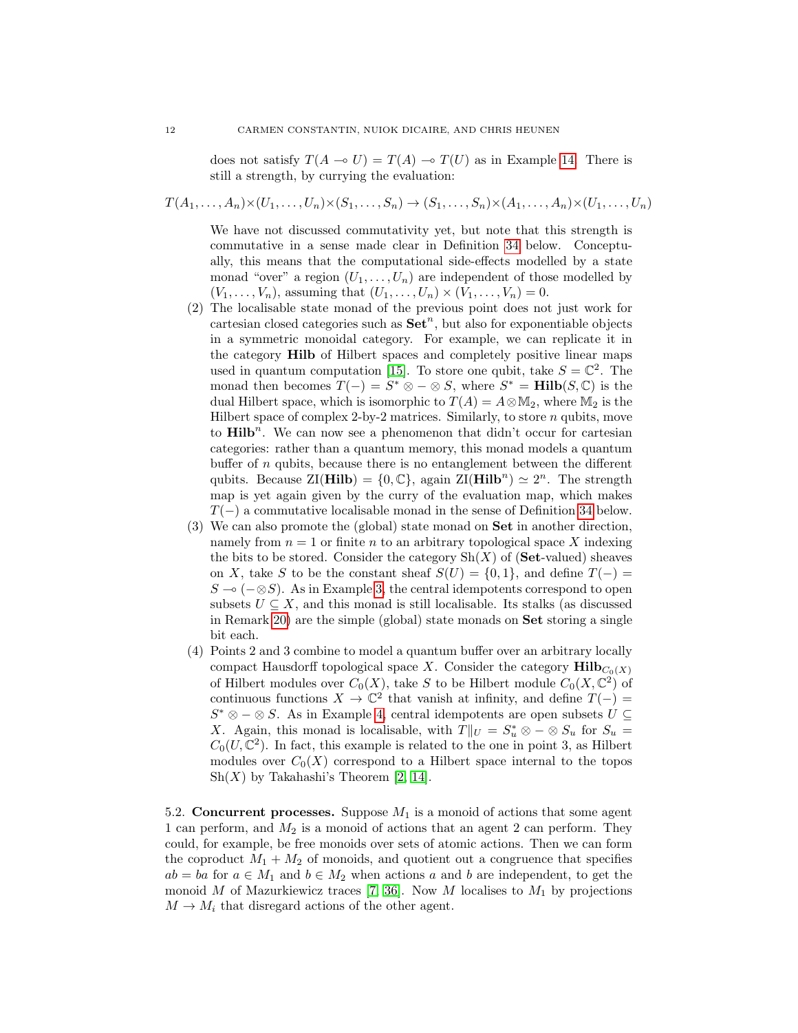does not satisfy $T(A \multimap U) = T(A) \multimap T(U)$ as in Example 14. There is still a strength, by currying the evaluation:

$$T(A_1,\ldots,A_n)\times(U_1,\ldots,U_n)\times(S_1,\ldots,S_n) \to (S_1,\ldots,S_n)\times(A_1,\ldots,A_n)\times(U_1,\ldots,U_n)$$

We have not discussed commutativity yet, but note that this strength is commutative in a sense made clear in Definition 34 below. Conceptually, this means that the computational side-effects modelled by a state monad "over" a region $(U_1,\ldots,U_n)$ are independent of those modelled by $(V_1,\ldots,V_n)$, assuming that $(U_1,\ldots,U_n)\times(V_1,\ldots,V_n) = 0$.

(2) The localisable state monad of the previous point does not just work for cartesian closed categories such as $\mathbf{Set}^n$, but also for exponentiable objects in a symmetric monoidal category. For example, we can replicate it in the category $\mathbf{Hilb}$ of Hilbert spaces and completely positive linear maps used in quantum computation [15]. To store one qubit, take $S = \mathbb{C}^2$. The monad then becomes $T(-) = S^* \otimes - \otimes S$, where $S^* = \mathbf{Hilb}(S,\mathbb{C})$ is the dual Hilbert space, which is isomorphic to $T(A) = A \otimes \mathbb{M}_2$, where $\mathbb{M}_2$ is the Hilbert space of complex 2-by-2 matrices. Similarly, to store $n$ qubits, move to $\mathbf{Hilb}^n$. We can now see a phenomenon that didn't occur for cartesian categories: rather than a quantum memory, this monad models a quantum buffer of $n$ qubits, because there is no entanglement between the different qubits. Because $\mathrm{ZI}(\mathbf{Hilb}) = \{0,\mathbb{C}\}$, again $\mathrm{ZI}(\mathbf{Hilb}^n) \simeq 2^n$. The strength map is yet again given by the curry of the evaluation map, which makes $T(-)$ a commutative localisable monad in the sense of Definition 34 below.

(3) We can also promote the (global) state monad on $\mathbf{Set}$ in another direction, namely from $n = 1$ or finite $n$ to an arbitrary topological space $X$ indexing the bits to be stored. Consider the category $\mathrm{Sh}(X)$ of ($\mathbf{Set}$-valued) sheaves on $X$, take $S$ to be the constant sheaf $S(U) = \{0,1\}$, and define $T(-) = S \multimap (-\otimes S)$. As in Example 3, the central idempotents correspond to open subsets $U \subseteq X$, and this monad is still localisable. Its stalks (as discussed in Remark 20) are the simple (global) state monads on $\mathbf{Set}$ storing a single bit each.

(4) Points 2 and 3 combine to model a quantum buffer over an arbitrary locally compact Hausdorff topological space $X$. Consider the category $\mathbf{Hilb}_{C_0(X)}$ of Hilbert modules over $C_0(X)$, take $S$ to be Hilbert module $C_0(X,\mathbb{C}^2)$ of continuous functions $X \to \mathbb{C}^2$ that vanish at infinity, and define $T(-) = S^* \otimes - \otimes S$. As in Example 4, central idempotents are open subsets $U \subseteq X$. Again, this monad is localisable, with $T\|_U = S_u^* \otimes - \otimes S_u$ for $S_u = C_0(U,\mathbb{C}^2)$. In fact, this example is related to the one in point 3, as Hilbert modules over $C_0(X)$ correspond to a Hilbert space internal to the topos $\mathrm{Sh}(X)$ by Takahashi's Theorem [2, 14].

5.2. **Concurrent processes.** Suppose $M_1$ is a monoid of actions that some agent 1 can perform, and $M_2$ is a monoid of actions that an agent 2 can perform. They could, for example, be free monoids over sets of atomic actions. Then we can form the coproduct $M_1 + M_2$ of monoids, and quotient out a congruence that specifies $ab = ba$ for $a \in M_1$ and $b \in M_2$ when actions $a$ and $b$ are independent, to get the monoid $M$ of Mazurkiewicz traces [7, 36]. Now $M$ localises to $M_1$ by projections $M \to M_i$ that disregard actions of the other agent.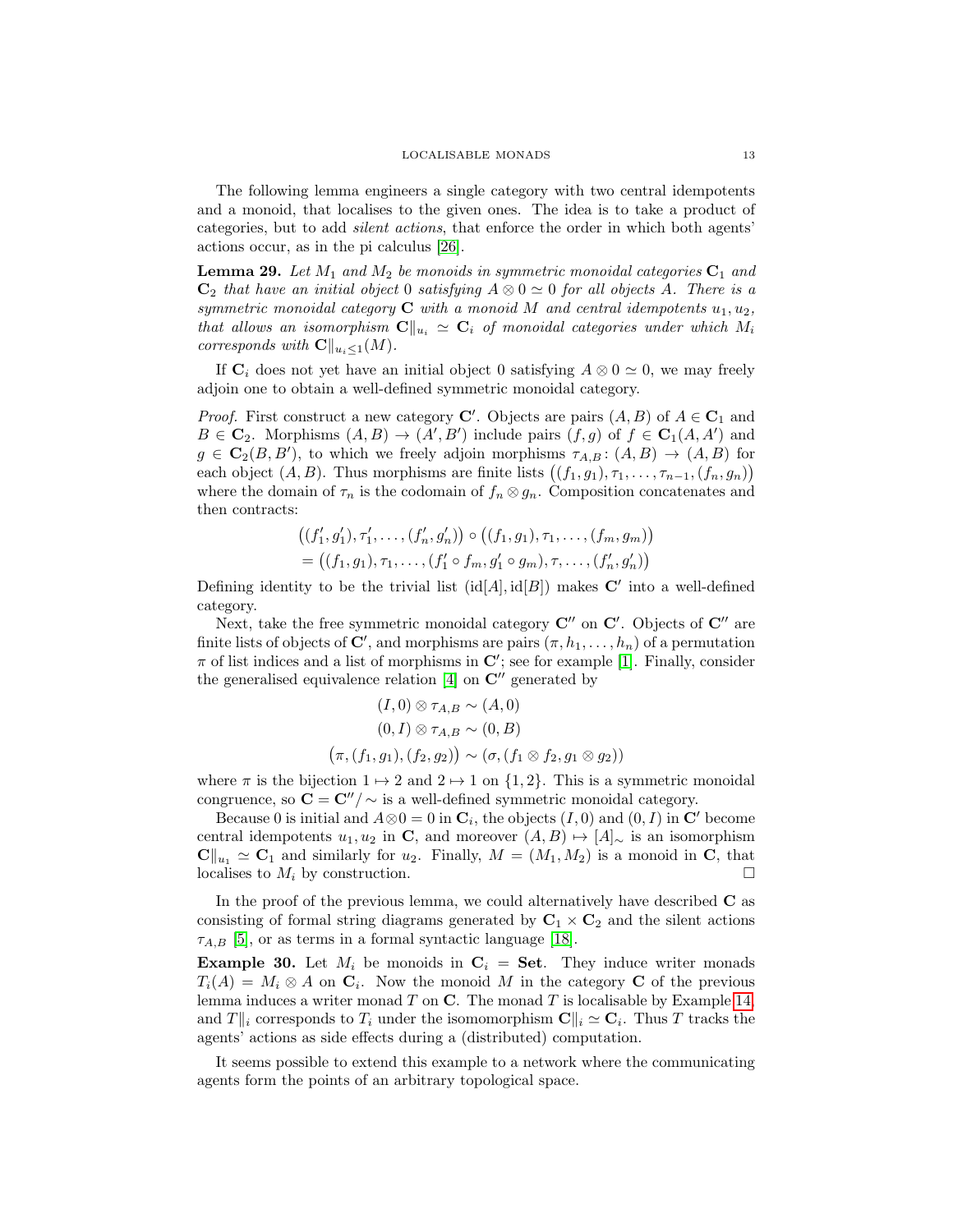The following lemma engineers a single category with two central idempotents and a monoid, that localises to the given ones. The idea is to take a product of categories, but to add *silent actions*, that enforce the order in which both agents' actions occur, as in the pi calculus [26].

**Lemma 29.** *Let $M_1$ and $M_2$ be monoids in symmetric monoidal categories $\mathbf{C}_1$ and $\mathbf{C}_2$ that have an initial object $0$ satisfying $A \otimes 0 \simeq 0$ for all objects $A$. There is a symmetric monoidal category $\mathbf{C}$ with a monoid $M$ and central idempotents $u_1, u_2$, that allows an isomorphism $\mathbf{C}\|_{u_i} \simeq \mathbf{C}_i$ of monoidal categories under which $M_i$ corresponds with $\mathbf{C}\|_{u_i \leq 1}(M)$.*

If $\mathbf{C}_i$ does not yet have an initial object $0$ satisfying $A \otimes 0 \simeq 0$, we may freely adjoin one to obtain a well-defined symmetric monoidal category.

*Proof.* First construct a new category $\mathbf{C}'$. Objects are pairs $(A, B)$ of $A \in \mathbf{C}_1$ and $B \in \mathbf{C}_2$. Morphisms $(A, B) \to (A', B')$ include pairs $(f, g)$ of $f \in \mathbf{C}_1(A, A')$ and $g \in \mathbf{C}_2(B, B')$, to which we freely adjoin morphisms $\tau_{A,B} \colon (A, B) \to (A, B)$ for each object $(A, B)$. Thus morphisms are finite lists $\big((f_1, g_1), \tau_1, \ldots, \tau_{n-1}, (f_n, g_n)\big)$ where the domain of $\tau_n$ is the codomain of $f_n \otimes g_n$. Composition concatenates and then contracts:

$$
\begin{aligned}
&\big((f_1', g_1'), \tau_1', \ldots, (f_n', g_n')\big) \circ \big((f_1, g_1), \tau_1, \ldots, (f_m, g_m)\big) \\
&= \big((f_1, g_1), \tau_1, \ldots, (f_1' \circ f_m, g_1' \circ g_m), \tau, \ldots, (f_n', g_n')\big)
\end{aligned}
$$

Defining identity to be the trivial list $(\mathrm{id}[A], \mathrm{id}[B])$ makes $\mathbf{C}'$ into a well-defined category.

Next, take the free symmetric monoidal category $\mathbf{C}''$ on $\mathbf{C}'$. Objects of $\mathbf{C}''$ are finite lists of objects of $\mathbf{C}'$, and morphisms are pairs $(\pi, h_1, \ldots, h_n)$ of a permutation $\pi$ of list indices and a list of morphisms in $\mathbf{C}'$; see for example [1]. Finally, consider the generalised equivalence relation [4] on $\mathbf{C}''$ generated by

$$
\begin{aligned}
(I, 0) \otimes \tau_{A,B} &\sim (A, 0) \\
(0, I) \otimes \tau_{A,B} &\sim (0, B) \\
\big(\pi, (f_1, g_1), (f_2, g_2)\big) &\sim (\sigma, (f_1 \otimes f_2, g_1 \otimes g_2))
\end{aligned}
$$

where $\pi$ is the bijection $1 \mapsto 2$ and $2 \mapsto 1$ on $\{1, 2\}$. This is a symmetric monoidal congruence, so $\mathbf{C} = \mathbf{C}''/\!\sim$ is a well-defined symmetric monoidal category.

Because $0$ is initial and $A \otimes 0 = 0$ in $\mathbf{C}_i$, the objects $(I, 0)$ and $(0, I)$ in $\mathbf{C}'$ become central idempotents $u_1, u_2$ in $\mathbf{C}$, and moreover $(A, B) \mapsto [A]_\sim$ is an isomorphism $\mathbf{C}\|_{u_1} \simeq \mathbf{C}_1$ and similarly for $u_2$. Finally, $M = (M_1, M_2)$ is a monoid in $\mathbf{C}$, that localises to $M_i$ by construction. $\square$

In the proof of the previous lemma, we could alternatively have described $\mathbf{C}$ as consisting of formal string diagrams generated by $\mathbf{C}_1 \times \mathbf{C}_2$ and the silent actions $\tau_{A,B}$ [5], or as terms in a formal syntactic language [18].

**Example 30.** Let $M_i$ be monoids in $\mathbf{C}_i = \mathbf{Set}$. They induce writer monads $T_i(A) = M_i \otimes A$ on $\mathbf{C}_i$. Now the monoid $M$ in the category $\mathbf{C}$ of the previous lemma induces a writer monad $T$ on $\mathbf{C}$. The monad $T$ is localisable by Example 14, and $T\|_i$ corresponds to $T_i$ under the isomorphism $\mathbf{C}\|_i \simeq \mathbf{C}_i$. Thus $T$ tracks the agents' actions as side effects during a (distributed) computation.

It seems possible to extend this example to a network where the communicating agents form the points of an arbitrary topological space.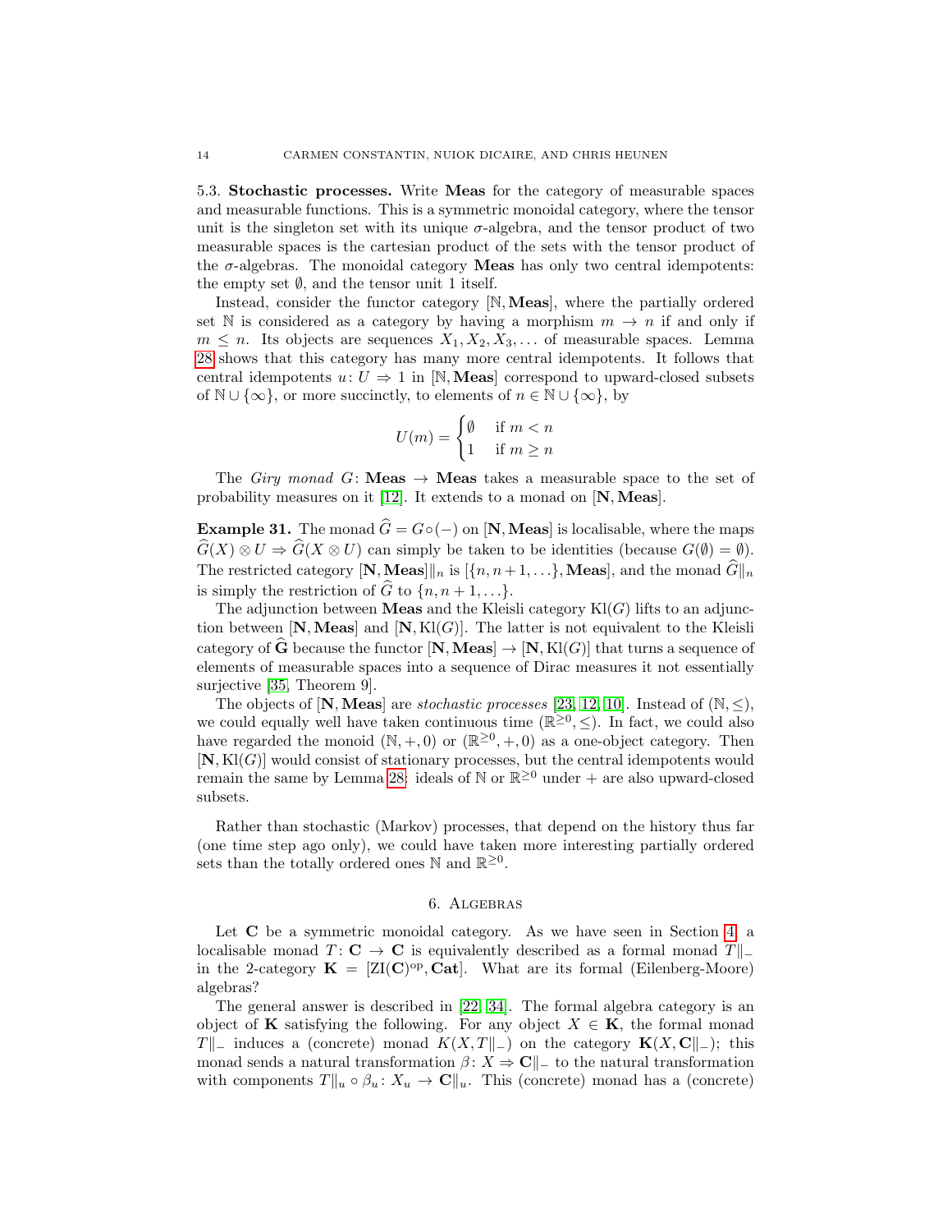5.3. **Stochastic processes.** Write **Meas** for the category of measurable spaces and measurable functions. This is a symmetric monoidal category, where the tensor unit is the singleton set with its unique $\sigma$-algebra, and the tensor product of two measurable spaces is the cartesian product of the sets with the tensor product of the $\sigma$-algebras. The monoidal category **Meas** has only two central idempotents: the empty set $\emptyset$, and the tensor unit 1 itself.

Instead, consider the functor category $[\mathbb{N}, \mathbf{Meas}]$, where the partially ordered set $\mathbb{N}$ is considered as a category by having a morphism $m \to n$ if and only if $m \leq n$. Its objects are sequences $X_1, X_2, X_3, \ldots$ of measurable spaces. Lemma 28 shows that this category has many more central idempotents. It follows that central idempotents $u\colon U \Rightarrow 1$ in $[\mathbb{N}, \mathbf{Meas}]$ correspond to upward-closed subsets of $\mathbb{N} \cup \{\infty\}$, or more succinctly, to elements of $n \in \mathbb{N} \cup \{\infty\}$, by

$$U(m) = \begin{cases} \emptyset & \text{if } m < n \\ 1 & \text{if } m \geq n \end{cases}$$

The *Giry monad* $G\colon \mathbf{Meas} \to \mathbf{Meas}$ takes a measurable space to the set of probability measures on it [12]. It extends to a monad on $[\mathbf{N}, \mathbf{Meas}]$.

**Example 31.** The monad $\widehat{G} = G \circ (-)$ on $[\mathbf{N}, \mathbf{Meas}]$ is localisable, where the maps $\widehat{G}(X) \otimes U \Rightarrow \widehat{G}(X \otimes U)$ can simply be taken to be identities (because $G(\emptyset) = \emptyset$). The restricted category $[\mathbf{N}, \mathbf{Meas}]\|_n$ is $[\{n, n+1, \ldots\}, \mathbf{Meas}]$, and the monad $\widehat{G}\|_n$ is simply the restriction of $\widehat{G}$ to $\{n, n+1, \ldots\}$.

The adjunction between **Meas** and the Kleisli category $\mathrm{Kl}(G)$ lifts to an adjunction between $[\mathbf{N}, \mathbf{Meas}]$ and $[\mathbf{N}, \mathrm{Kl}(G)]$. The latter is not equivalent to the Kleisli category of $\widehat{\mathbf{G}}$ because the functor $[\mathbf{N}, \mathbf{Meas}] \to [\mathbf{N}, \mathrm{Kl}(G)]$ that turns a sequence of elements of measurable spaces into a sequence of Dirac measures it not essentially surjective [35, Theorem 9].

The objects of $[\mathbf{N}, \mathbf{Meas}]$ are *stochastic processes* [23, 12, 10]. Instead of $(\mathbb{N}, \leq)$, we could equally well have taken continuous time $(\mathbb{R}^{\geq 0}, \leq)$. In fact, we could also have regarded the monoid $(\mathbb{N}, +, 0)$ or $(\mathbb{R}^{\geq 0}, +, 0)$ as a one-object category. Then $[\mathbf{N}, \mathrm{Kl}(G)]$ would consist of stationary processes, but the central idempotents would remain the same by Lemma 28: ideals of $\mathbb{N}$ or $\mathbb{R}^{\geq 0}$ under $+$ are also upward-closed subsets.

Rather than stochastic (Markov) processes, that depend on the history thus far (one time step ago only), we could have taken more interesting partially ordered sets than the totally ordered ones $\mathbb{N}$ and $\mathbb{R}^{\geq 0}$.

## 6. Algebras

Let $\mathbf{C}$ be a symmetric monoidal category. As we have seen in Section 4, a localisable monad $T\colon \mathbf{C} \to \mathbf{C}$ is equivalently described as a formal monad $T\|_{-}$ in the 2-category $\mathbf{K} = [\mathrm{ZI}(\mathbf{C})^{\mathrm{op}}, \mathbf{Cat}]$. What are its formal (Eilenberg-Moore) algebras?

The general answer is described in [22, 34]. The formal algebra category is an object of $\mathbf{K}$ satisfying the following. For any object $X \in \mathbf{K}$, the formal monad $T\|_{-}$ induces a (concrete) monad $K(X, T\|_{-})$ on the category $\mathbf{K}(X, \mathbf{C}\|_{-})$; this monad sends a natural transformation $\beta\colon X \Rightarrow \mathbf{C}\|_{-}$ to the natural transformation with components $T\|_u \circ \beta_u\colon X_u \to \mathbf{C}\|_u$. This (concrete) monad has a (concrete)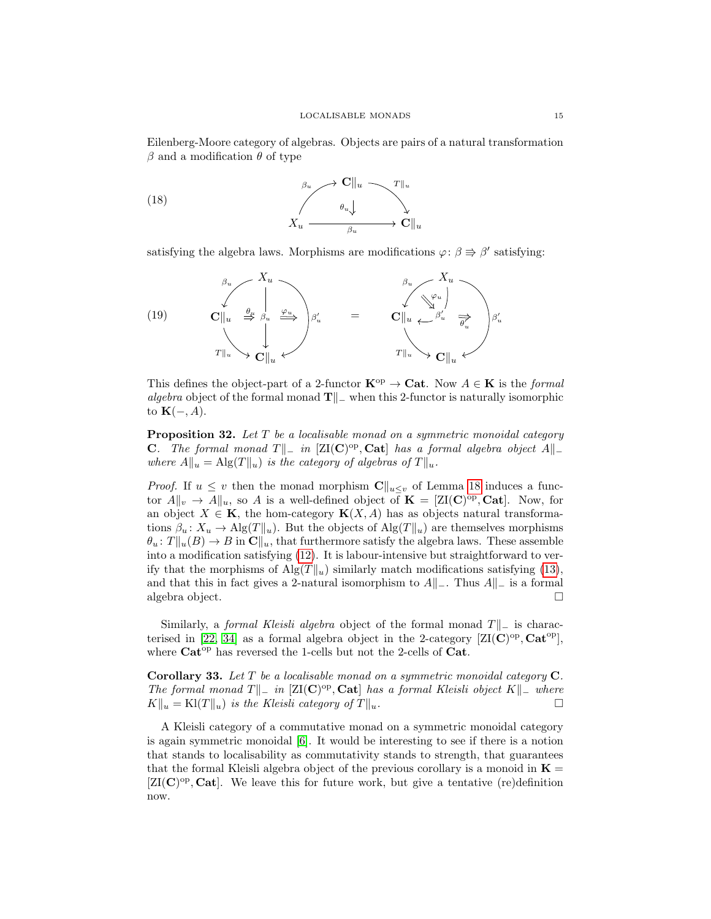Eilenberg-Moore category of algebras. Objects are pairs of a natural transformation $\beta$ and a modification $\theta$ of type

$$
\begin{array}{c}
X_u \xrightarrow{\beta_u} \mathbf{C}\|_u \xrightarrow{T\|_u} \mathbf{C}\|_u \\
\theta_u \Downarrow \\
X_u \xrightarrow{\beta_u} \mathbf{C}\|_u
\end{array}
\tag{18}
$$

satisfying the algebra laws. Morphisms are modifications $\varphi\colon \beta \Rrightarrow \beta'$ satisfying:

$$
(\theta_u,\ \varphi_u \text{ pasted with } \beta_u,\ \beta'_u,\ T\|_u) \quad = \quad (\varphi_u,\ \theta'_u \text{ pasted with } \beta_u,\ \beta'_u,\ T\|_u)
\tag{19}
$$

This defines the object-part of a 2-functor $\mathbf{K}^{\mathrm{op}} \to \mathbf{Cat}$. Now $A \in \mathbf{K}$ is the *formal algebra* object of the formal monad $\mathbf{T}\|_-$ when this 2-functor is naturally isomorphic to $\mathbf{K}(-, A)$.

**Proposition 32.** *Let $T$ be a localisable monad on a symmetric monoidal category $\mathbf{C}$. The formal monad $T\|_-$ in $[\mathrm{ZI}(\mathbf{C})^{\mathrm{op}}, \mathbf{Cat}]$ has a formal algebra object $A\|_-$ where $A\|_u = \mathrm{Alg}(T\|_u)$ is the category of algebras of $T\|_u$.*

*Proof.* If $u \leq v$ then the monad morphism $\mathbf{C}\|_{u \leq v}$ of Lemma 18 induces a functor $A\|_v \to A\|_u$, so $A$ is a well-defined object of $\mathbf{K} = [\mathrm{ZI}(\mathbf{C})^{\mathrm{op}}, \mathbf{Cat}]$. Now, for an object $X \in \mathbf{K}$, the hom-category $\mathbf{K}(X, A)$ has as objects natural transformations $\beta_u\colon X_u \to \mathrm{Alg}(T\|_u)$. But the objects of $\mathrm{Alg}(T\|_u)$ are themselves morphisms $\theta_u\colon T\|_u(B) \to B$ in $\mathbf{C}\|_u$, that furthermore satisfy the algebra laws. These assemble into a modification satisfying (12). It is labour-intensive but straightforward to verify that the morphisms of $\mathrm{Alg}(T\|_u)$ similarly match modifications satisfying (13), and that this in fact gives a 2-natural isomorphism to $A\|_-$. Thus $A\|_-$ is a formal algebra object. $\square$

Similarly, a *formal Kleisli algebra* object of the formal monad $T\|_-$ is characterised in [22, 34] as a formal algebra object in the 2-category $[\mathrm{ZI}(\mathbf{C})^{\mathrm{op}}, \mathbf{Cat}^{\mathrm{op}}]$, where $\mathbf{Cat}^{\mathrm{op}}$ has reversed the 1-cells but not the 2-cells of $\mathbf{Cat}$.

**Corollary 33.** *Let $T$ be a localisable monad on a symmetric monoidal category $\mathbf{C}$. The formal monad $T\|_-$ in $[\mathrm{ZI}(\mathbf{C})^{\mathrm{op}}, \mathbf{Cat}]$ has a formal Kleisli object $K\|_-$ where $K\|_u = \mathrm{Kl}(T\|_u)$ is the Kleisli category of $T\|_u$.* $\square$

A Kleisli category of a commutative monad on a symmetric monoidal category is again symmetric monoidal [6]. It would be interesting to see if there is a notion that stands to localisability as commutativity stands to strength, that guarantees that the formal Kleisli algebra object of the previous corollary is a monoid in $\mathbf{K} = [\mathrm{ZI}(\mathbf{C})^{\mathrm{op}}, \mathbf{Cat}]$. We leave this for future work, but give a tentative (re)definition now.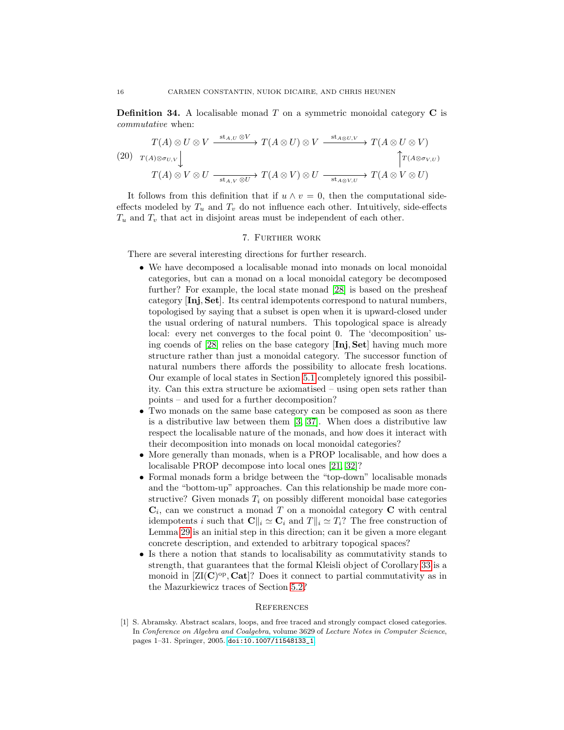**Definition 34.** A localisable monad $T$ on a symmetric monoidal category $\mathbf{C}$ is *commutative* when:

$$
\begin{array}{ccccc}
T(A) \otimes U \otimes V & \xrightarrow{\mathrm{st}_{A,U} \otimes V} & T(A \otimes U) \otimes V & \xrightarrow{\mathrm{st}_{A \otimes U, V}} & T(A \otimes U \otimes V) \\
{\scriptstyle T(A) \otimes \sigma_{U,V}} \big\downarrow & & & & \big\uparrow {\scriptstyle T(A \otimes \sigma_{V,U})} \\
T(A) \otimes V \otimes U & \xrightarrow[\mathrm{st}_{A,V} \otimes U]{} & T(A \otimes V) \otimes U & \xrightarrow[\mathrm{st}_{A \otimes V, U}]{} & T(A \otimes V \otimes U)
\end{array}
\tag{20}
$$

It follows from this definition that if $u \wedge v = 0$, then the computational side-effects modeled by $T_u$ and $T_v$ do not influence each other. Intuitively, side-effects $T_u$ and $T_v$ that act in disjoint areas must be independent of each other.

## 7. Further work

There are several interesting directions for further research.

- We have decomposed a localisable monad into monads on local monoidal categories, but can a monad on a local monoidal category be decomposed further? For example, the local state monad [28] is based on the presheaf category $[\mathbf{Inj}, \mathbf{Set}]$. Its central idempotents correspond to natural numbers, topologised by saying that a subset is open when it is upward-closed under the usual ordering of natural numbers. This topological space is already local: every net converges to the focal point 0. The 'decomposition' using coends of [28] relies on the base category $[\mathbf{Inj}, \mathbf{Set}]$ having much more structure rather than just a monoidal category. The successor function of natural numbers there affords the possibility to allocate fresh locations. Our example of local states in Section 5.1 completely ignored this possibility. Can this extra structure be axiomatised – using open sets rather than points – and used for a further decomposition?
- Two monads on the same base category can be composed as soon as there is a distributive law between them [3, 37]. When does a distributive law respect the localisable nature of the monads, and how does it interact with their decomposition into monads on local monoidal categories?
- More generally than monads, when is a PROP localisable, and how does a localisable PROP decompose into local ones [21, 32]?
- Formal monads form a bridge between the "top-down" localisable monads and the "bottom-up" approaches. Can this relationship be made more constructive? Given monads $T_i$ on possibly different monoidal base categories $\mathbf{C}_i$, can we construct a monad $T$ on a monoidal category $\mathbf{C}$ with central idempotents $i$ such that $\mathbf{C}\|_i \simeq \mathbf{C}_i$ and $T\|_i \simeq T_i$? The free construction of Lemma 29 is an initial step in this direction; can it be given a more elegant concrete description, and extended to arbitrary topogical spaces?
- Is there a notion that stands to localisability as commutativity stands to strength, that guarantees that the formal Kleisli object of Corollary 33 is a monoid in $[\mathrm{ZI}(\mathbf{C})^{\mathrm{op}}, \mathbf{Cat}]$? Does it connect to partial commutativity as in the Mazurkiewicz traces of Section 5.2?

## References

[1] S. Abramsky. Abstract scalars, loops, and free traced and strongly compact closed categories. In *Conference on Algebra and Coalgebra*, volume 3629 of *Lecture Notes in Computer Science*, pages 1–31. Springer, 2005. doi:10.1007/11548133_1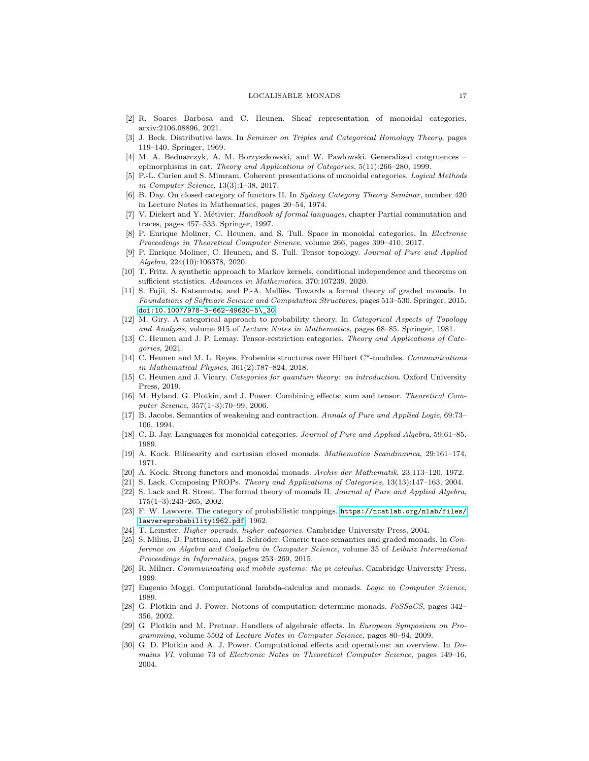[2] R. Soares Barbosa and C. Heunen. Sheaf representation of monoidal categories. arxiv:2106.08896, 2021.

[3] J. Beck. Distributive laws. In *Seminar on Triples and Categorical Homology Theory*, pages 119–140. Springer, 1969.

[4] M. A. Bednarczyk, A. M. Borzyszkowski, and W. Pawlowski. Generalized congruences – epimorphisms in cat. *Theory and Applications of Categories*, 5(11):266–280, 1999.

[5] P.-L. Curien and S. Mimram. Coherent presentations of monoidal categories. *Logical Methods in Computer Science*, 13(3):1–38, 2017.

[6] B. Day. On closed category of functors II. In *Sydney Category Theory Seminar*, number 420 in Lecture Notes in Mathematics, pages 20–54, 1974.

[7] V. Diekert and Y. Métivier. *Handbook of formal languages*, chapter Partial commutation and traces, pages 457–533. Springer, 1997.

[8] P. Enrique Moliner, C. Heunen, and S. Tull. Space in monoidal categories. In *Electronic Proceedings in Theoretical Computer Science*, volume 266, pages 399–410, 2017.

[9] P. Enrique Moliner, C. Heunen, and S. Tull. Tensor topology. *Journal of Pure and Applied Algebra*, 224(10):106378, 2020.

[10] T. Fritz. A synthetic approach to Markov kernels, conditional independence and theorems on sufficient statistics. *Advances in Mathematics*, 370:107239, 2020.

[11] S. Fujii, S. Katsumata, and P.-A. Melliès. Towards a formal theory of graded monads. In *Foundations of Software Science and Computation Structures*, pages 513–530. Springer, 2015. doi:10.1007/978-3-662-49630-5\_30.

[12] M. Giry. A categorical approach to probability theory. In *Categorical Aspects of Topology and Analysis*, volume 915 of *Lecture Notes in Mathematics*, pages 68–85. Springer, 1981.

[13] C. Heunen and J. P. Lemay. Tensor-restriction categories. *Theory and Applications of Categories*, 2021.

[14] C. Heunen and M. L. Reyes. Frobenius structures over Hilbert C*-modules. *Communications in Mathematical Physics*, 361(2):787–824, 2018.

[15] C. Heunen and J. Vicary. *Categories for quantum theory: an introduction*. Oxford University Press, 2019.

[16] M. Hyland, G. Plotkin, and J. Power. Combining effects: sum and tensor. *Theoretical Computer Science*, 357(1–3):70–99, 2006.

[17] B. Jacobs. Semantics of weakening and contraction. *Annals of Pure and Applied Logic*, 69:73–106, 1994.

[18] C. B. Jay. Languages for monoidal categories. *Journal of Pure and Applied Algebra*, 59:61–85, 1989.

[19] A. Kock. Bilinearity and cartesian closed monads. *Mathematica Scandinavica*, 29:161–174, 1971.

[20] A. Kock. Strong functors and monoidal monads. *Archiv der Mathematik*, 23:113–120, 1972.

[21] S. Lack. Composing PROPs. *Theory and Applications of Categories*, 13(13):147–163, 2004.

[22] S. Lack and R. Street. The formal theory of monads II. *Journal of Pure and Applied Algebra*, 175(1–3):243–265, 2002.

[23] F. W. Lawvere. The category of probabilistic mappings. https://ncatlab.org/nlab/files/lawvereprobability1962.pdf, 1962.

[24] T. Leinster. *Higher operads, higher categories*. Cambridge University Press, 2004.

[25] S. Milius, D. Pattinson, and L. Schröder. Generic trace semantics and graded monads. In *Conference on Algebra and Coalgebra in Computer Science*, volume 35 of *Leibniz International Proceedings in Informatics*, pages 253–269, 2015.

[26] R. Milner. *Communicating and mobile systems: the pi calculus*. Cambridge University Press, 1999.

[27] Eugenio Moggi. Computational lambda-calculus and monads. *Logic in Computer Science*, 1989.

[28] G. Plotkin and J. Power. Notions of computation determine monads. *FoSSaCS*, pages 342–356, 2002.

[29] G. Plotkin and M. Pretnar. Handlers of algebraic effects. In *European Symposium on Programming*, volume 5502 of *Lecture Notes in Computer Science*, pages 80–94, 2009.

[30] G. D. Plotkin and A. J. Power. Computational effects and operations: an overview. In *Domains VI*, volume 73 of *Electronic Notes in Theoretical Computer Science*, pages 149–16, 2004.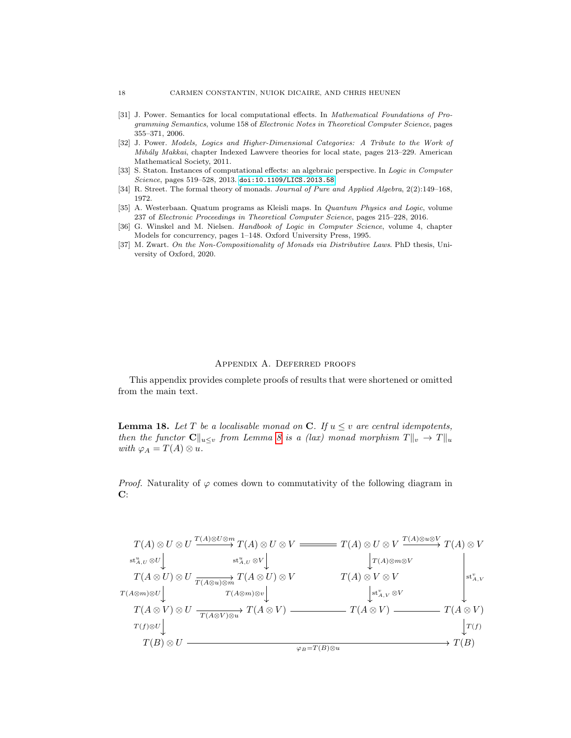[31] J. Power. Semantics for local computational effects. In *Mathematical Foundations of Programming Semantics*, volume 158 of *Electronic Notes in Theoretical Computer Science*, pages 355–371, 2006.

[32] J. Power. *Models, Logics and Higher-Dimensional Categories: A Tribute to the Work of Mihály Makkai*, chapter Indexed Lawvere theories for local state, pages 213–229. American Mathematical Society, 2011.

[33] S. Staton. Instances of computational effects: an algebraic perspective. In *Logic in Computer Science*, pages 519–528, 2013. doi:10.1109/LICS.2013.58.

[34] R. Street. The formal theory of monads. *Journal of Pure and Applied Algebra*, 2(2):149–168, 1972.

[35] A. Westerbaan. Quatum programs as Kleisli maps. In *Quantum Physics and Logic*, volume 237 of *Electronic Proceedings in Theoretical Computer Science*, pages 215–228, 2016.

[36] G. Winskel and M. Nielsen. *Handbook of Logic in Computer Science*, volume 4, chapter Models for concurrency, pages 1–148. Oxford University Press, 1995.

[37] M. Zwart. *On the Non-Compositionality of Monads via Distributive Laws*. PhD thesis, University of Oxford, 2020.

## Appendix A. Deferred proofs

This appendix provides complete proofs of results that were shortened or omitted from the main text.

**Lemma 18.** *Let $T$ be a localisable monad on $\mathbf{C}$. If $u \leq v$ are central idempotents, then the functor $\mathbf{C}\|_{u\leq v}$ from Lemma 8 is a (lax) monad morphism $T\|_v \to T\|_u$ with $\varphi_A = T(A) \otimes u$.*

*Proof.* Naturality of $\varphi$ comes down to commutativity of the following diagram in $\mathbf{C}$:

$$
\begin{array}{ccccccc}
T(A)\otimes U\otimes U & \xrightarrow{T(A)\otimes U\otimes m} & T(A)\otimes U\otimes V & = & T(A)\otimes U\otimes V & \xrightarrow{T(A)\otimes u\otimes V} & T(A)\otimes V \\
\downarrow{\scriptstyle \mathrm{st}^u_{A,U}\otimes U} & & \downarrow{\scriptstyle \mathrm{st}^u_{A,U}\otimes V} & & \downarrow{\scriptstyle T(A)\otimes m\otimes V} & & \\
T(A\otimes U)\otimes U & \xrightarrow[T(A\otimes u)\otimes m]{} & T(A\otimes U)\otimes V & & T(A)\otimes V\otimes V & & \downarrow{\scriptstyle \mathrm{st}^v_{A,V}} \\
\downarrow{\scriptstyle T(A\otimes m)\otimes U} & & \downarrow{\scriptstyle T(A\otimes m)\otimes v} & & \downarrow{\scriptstyle \mathrm{st}^v_{A,V}\otimes V} & & \\
T(A\otimes V)\otimes U & \xrightarrow[T(A\otimes V)\otimes u]{} & T(A\otimes V) & \longrightarrow & T(A\otimes V) & \longrightarrow & T(A\otimes V) \\
\downarrow{\scriptstyle T(f)\otimes U} & & & & & & \downarrow{\scriptstyle T(f)} \\
T(B)\otimes U & & & \xrightarrow[\varphi_B = T(B)\otimes u]{} & & & T(B)
\end{array}
$$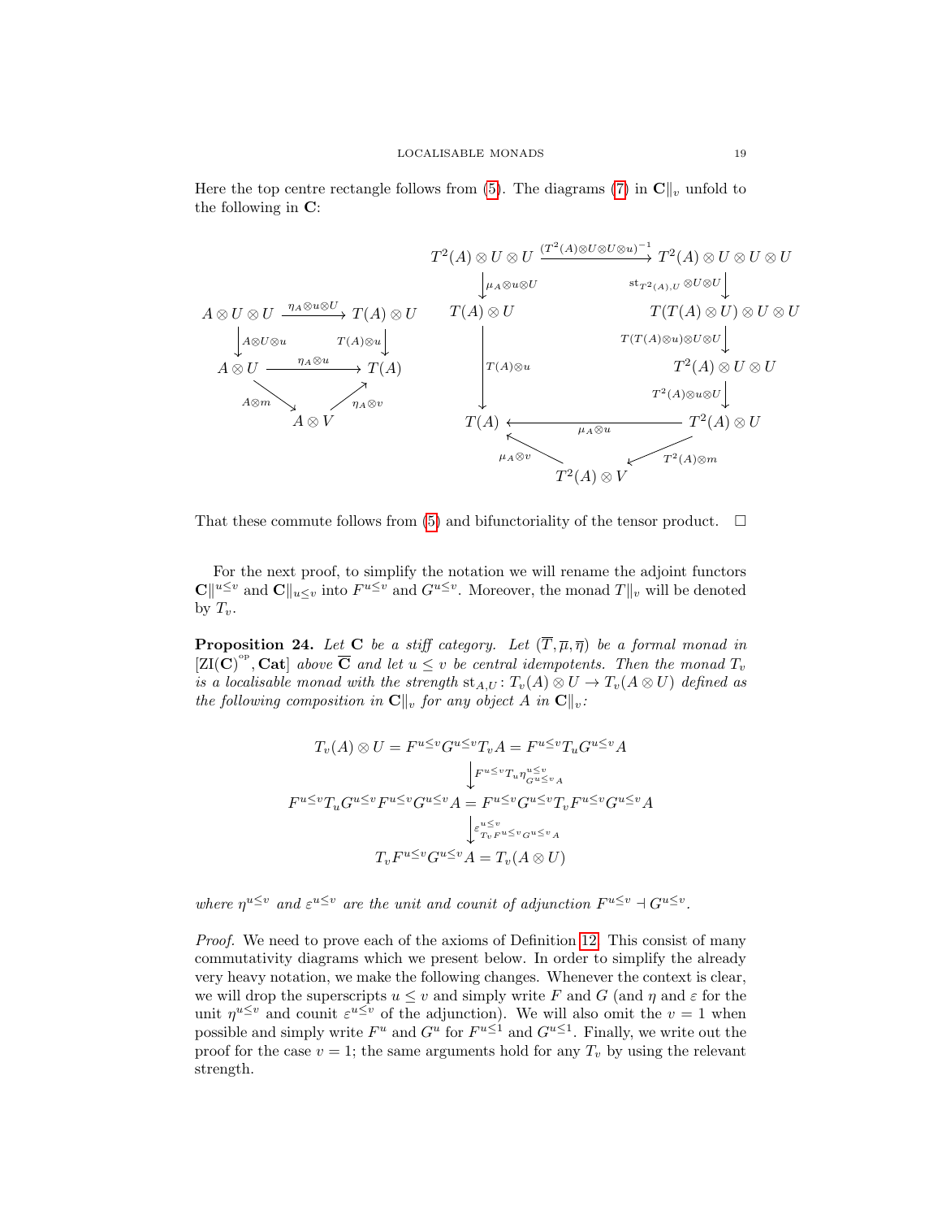Here the top centre rectangle follows from (5). The diagrams (7) in $\mathbf{C}\|_v$ unfold to the following in $\mathbf{C}$:

$$
\begin{array}{ccc}
A \otimes U \otimes U & \xrightarrow{\eta_A \otimes u \otimes U} & T(A) \otimes U \\
\big\downarrow{\scriptstyle A \otimes U \otimes u} & & \big\downarrow{\scriptstyle T(A) \otimes u} \\
A \otimes U & \xrightarrow{\eta_A \otimes u} & T(A) \\
& {\scriptstyle A \otimes m} \searrow \quad A \otimes V \quad \nearrow {\scriptstyle \eta_A \otimes v} &
\end{array}
$$

$$
\begin{array}{ccc}
T^2(A) \otimes U \otimes U & \xrightarrow{(T^2(A) \otimes U \otimes U \otimes u)^{-1}} & T^2(A) \otimes U \otimes U \otimes U \\
\big\downarrow{\scriptstyle \mu_A \otimes u \otimes U} & & \big\downarrow{\scriptstyle \mathrm{st}_{T^2(A),U} \otimes U \otimes U} \\
T(A) \otimes U & & T(T(A) \otimes U) \otimes U \otimes U \\
& & \big\downarrow{\scriptstyle T(T(A) \otimes u) \otimes U \otimes U} \\
\big\downarrow{\scriptstyle T(A) \otimes u} & & T^2(A) \otimes U \otimes U \\
& & \big\downarrow{\scriptstyle T^2(A) \otimes u \otimes U} \\
T(A) & \xleftarrow{\mu_A \otimes u} & T^2(A) \otimes U \\
& {\scriptstyle \mu_A \otimes v} \nwarrow \quad T^2(A) \otimes V \quad \swarrow {\scriptstyle T^2(A) \otimes m} &
\end{array}
$$

That these commute follows from (5) and bifunctoriality of the tensor product. $\square$

For the next proof, to simplify the notation we will rename the adjoint functors $\mathbf{C}\|^{u \le v}$ and $\mathbf{C}\|_{u \le v}$ into $F^{u \le v}$ and $G^{u \le v}$. Moreover, the monad $T\|_v$ will be denoted by $T_v$.

**Proposition 24.** *Let $\mathbf{C}$ be a stiff category. Let $(\overline{T}, \overline{\mu}, \overline{\eta})$ be a formal monad in $[\mathrm{ZI}(\mathbf{C})^{\mathrm{op}}, \mathbf{Cat}]$ above $\overline{\mathbf{C}}$ and let $u \le v$ be central idempotents. Then the monad $T_v$ is a localisable monad with the strength $\mathrm{st}_{A,U} \colon T_v(A) \otimes U \to T_v(A \otimes U)$ defined as the following composition in $\mathbf{C}\|_v$ for any object $A$ in $\mathbf{C}\|_v$:*

$$
\begin{array}{c}
T_v(A) \otimes U = F^{u \le v} G^{u \le v} T_v A = F^{u \le v} T_u G^{u \le v} A \\
\big\downarrow{\scriptstyle F^{u \le v} T_u \eta^{u \le v}_{G^{u \le v} A}} \\
F^{u \le v} T_u G^{u \le v} F^{u \le v} G^{u \le v} A = F^{u \le v} G^{u \le v} T_v F^{u \le v} G^{u \le v} A \\
\big\downarrow{\scriptstyle \varepsilon^{u \le v}_{T_v F^{u \le v} G^{u \le v} A}} \\
T_v F^{u \le v} G^{u \le v} A = T_v(A \otimes U)
\end{array}
$$

*where $\eta^{u \le v}$ and $\varepsilon^{u \le v}$ are the unit and counit of adjunction $F^{u \le v} \dashv G^{u \le v}$.*

*Proof.* We need to prove each of the axioms of Definition 12. This consist of many commutativity diagrams which we present below. In order to simplify the already very heavy notation, we make the following changes. Whenever the context is clear, we will drop the superscripts $u \le v$ and simply write $F$ and $G$ (and $\eta$ and $\varepsilon$ for the unit $\eta^{u \le v}$ and counit $\varepsilon^{u \le v}$ of the adjunction). We will also omit the $v = 1$ when possible and simply write $F^u$ and $G^u$ for $F^{u \le 1}$ and $G^{u \le 1}$. Finally, we write out the proof for the case $v = 1$; the same arguments hold for any $T_v$ by using the relevant strength.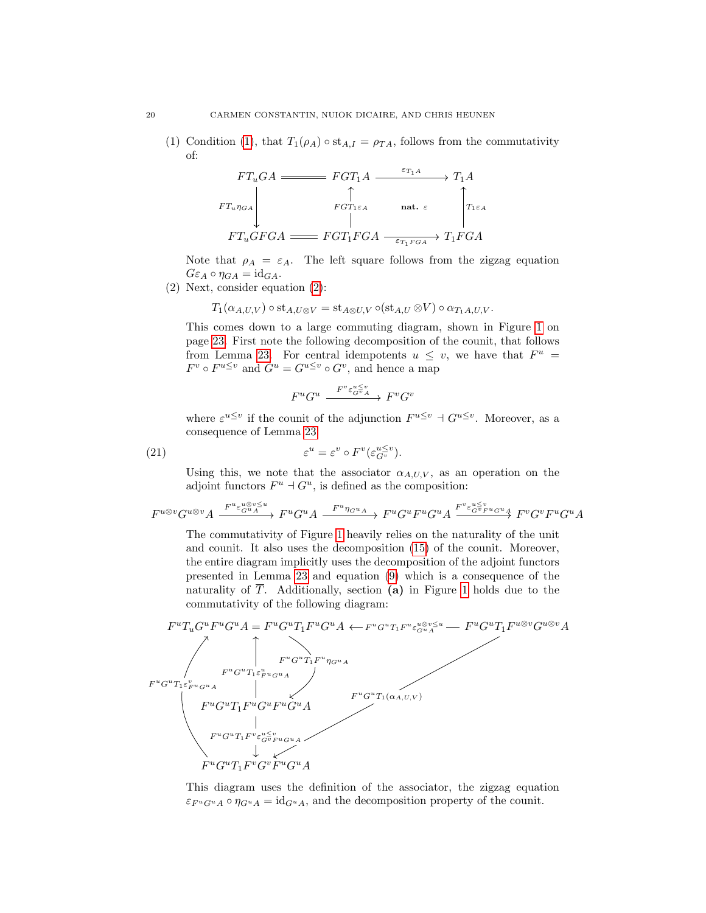(1) Condition (1), that $T_1(\rho_A) \circ \mathrm{st}_{A,I} = \rho_{TA}$, follows from the commutativity of:

$$\begin{array}{ccccc}
FT_uGA & = & FGT_1A & \xrightarrow{\varepsilon_{T_1A}} & T_1A \\
\downarrow{\scriptstyle FT_u\eta_{GA}} & & \uparrow{\scriptstyle FGT_1\varepsilon_A} & \textbf{nat. } \varepsilon & \uparrow{\scriptstyle T_1\varepsilon_A} \\
FT_uGFGA & = & FGT_1FGA & \xrightarrow{\varepsilon_{T_1FGA}} & T_1FGA
\end{array}$$

Note that $\rho_A = \varepsilon_A$. The left square follows from the zigzag equation $G\varepsilon_A \circ \eta_{GA} = \mathrm{id}_{GA}$.

(2) Next, consider equation (2):

$$T_1(\alpha_{A,U,V}) \circ \mathrm{st}_{A,U\otimes V} = \mathrm{st}_{A\otimes U,V} \circ (\mathrm{st}_{A,U} \otimes V) \circ \alpha_{T_1A,U,V}.$$

This comes down to a large commuting diagram, shown in Figure 1 on page 23. First note the following decomposition of the counit, that follows from Lemma 23. For central idempotents $u \leq v$, we have that $F^u = F^v \circ F^{u\leq v}$ and $G^u = G^{u\leq v} \circ G^v$, and hence a map

$$F^uG^u \xrightarrow{F^v\varepsilon^{u\leq v}_{G^vA}} F^vG^v$$

where $\varepsilon^{u\leq v}$ if the counit of the adjunction $F^{u\leq v} \dashv G^{u\leq v}$. Moreover, as a consequence of Lemma 23

$$\varepsilon^u = \varepsilon^v \circ F^v(\varepsilon^{u\leq v}_{G^v}). \tag{21}$$

Using this, we note that the associator $\alpha_{A,U,V}$, as an operation on the adjoint functors $F^u \dashv G^u$, is defined as the composition:

$$F^{u\otimes v}G^{u\otimes v}A \xrightarrow{F^u\varepsilon^{u\otimes v\leq u}_{G^uA}} F^uG^uA \xrightarrow{F^u\eta_{G^uA}} F^uG^uF^uG^uA \xrightarrow{F^v\varepsilon^{u\leq v}_{G^vF^uG^uA}} F^vG^vF^uG^uA$$

The commutativity of Figure 1 heavily relies on the naturality of the unit and counit. It also uses the decomposition (15) of the counit. Moreover, the entire diagram implicitly uses the decomposition of the adjoint functors presented in Lemma 23 and equation (9) which is a consequence of the naturality of $\overline{T}$. Additionally, section **(a)** in Figure 1 holds due to the commutativity of the following diagram:

$$\begin{array}{l}
F^uT_uG^uF^uG^uA = F^uG^uT_1F^uG^uA \xleftarrow{F^uG^uT_1F^u\varepsilon^{u\otimes v\leq u}_{G^uA}} F^uG^uT_1F^{u\otimes v}G^{u\otimes v}A \\
F^uG^uT_1\varepsilon^u_{F^uG^uA}: F^uG^uT_1F^uG^uF^uG^uA \to F^uG^uT_1F^uG^uA \\
F^uG^uT_1F^u\eta_{G^uA}: F^uG^uT_1F^uG^uA \to F^uG^uT_1F^uG^uF^uG^uA \\
F^uG^uT_1F^v\varepsilon^{u\leq v}_{G^vF^uG^uA}: F^uG^uT_1F^uG^uF^uG^uA \to F^uG^uT_1F^vG^vF^uG^uA \\
F^uG^uT_1\varepsilon^v_{F^uG^uA}: F^uG^uT_1F^vG^vF^uG^uA \to F^uT_uG^uF^uG^uA \\
F^uG^uT_1(\alpha_{A,U,V}): F^uG^uT_1F^{u\otimes v}G^{u\otimes v}A \to F^uG^uT_1F^vG^vF^uG^uA
\end{array}$$

This diagram uses the definition of the associator, the zigzag equation $\varepsilon_{F^uG^uA} \circ \eta_{G^uA} = \mathrm{id}_{G^uA}$, and the decomposition property of the counit.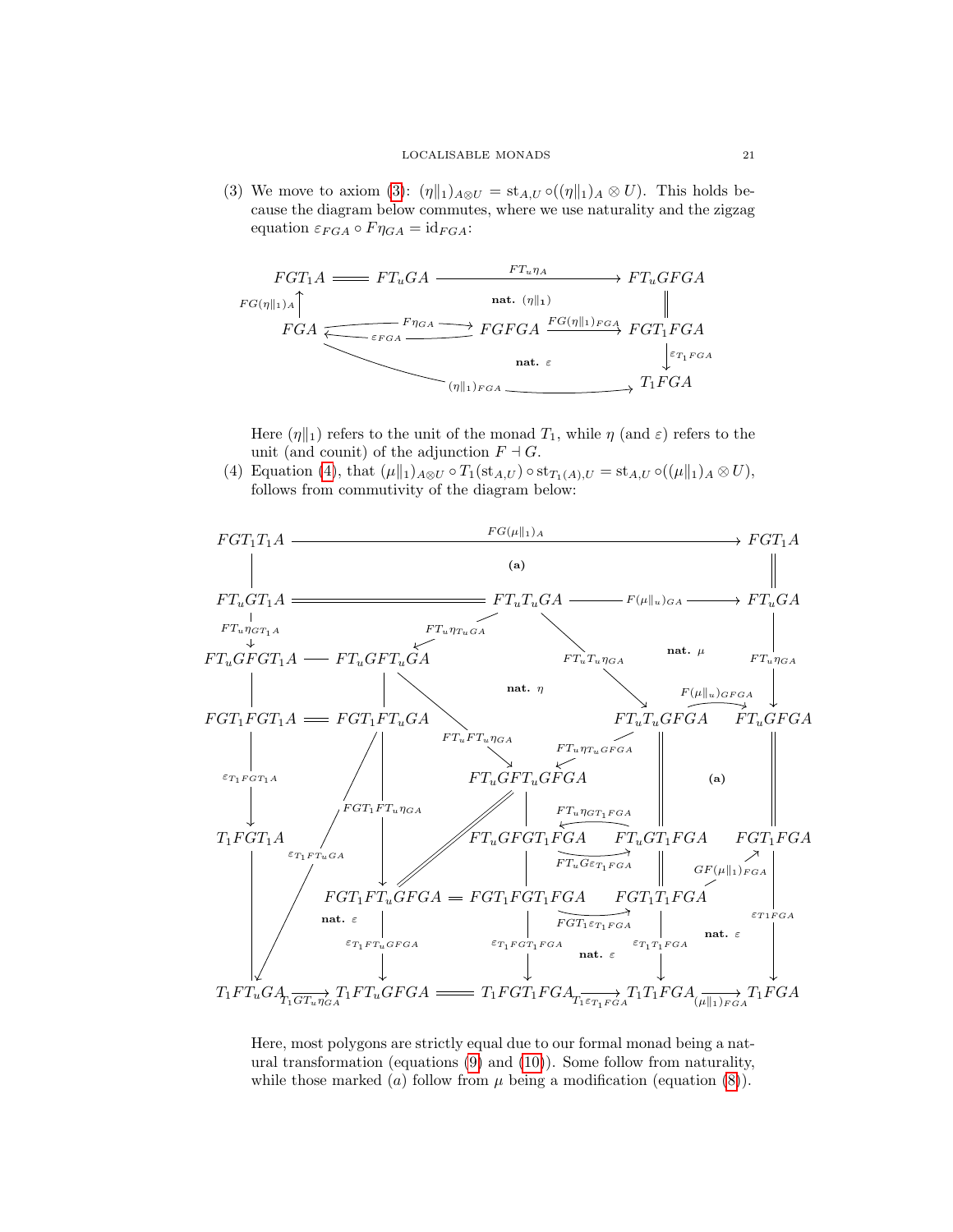(3) We move to axiom (3): $(\eta\|_1)_{A\otimes U} = \mathrm{st}_{A,U} \circ ((\eta\|_1)_A \otimes U)$. This holds because the diagram below commutes, where we use naturality and the zigzag equation $\varepsilon_{FGA} \circ F\eta_{GA} = \mathrm{id}_{FGA}$:

$$
\begin{array}{ccccc}
FGT_1A & = & FT_uGA & \xrightarrow{FT_u\eta_A} & FT_uGFGA \\
\uparrow{\scriptstyle FG(\eta\|_1)_A} & & \textbf{nat. } (\eta\|_1) & & \| \\
FGA & \underset{\varepsilon_{FGA}}{\overset{F\eta_{GA}}{\rightleftarrows}} & FGFGA & \xrightarrow{FG(\eta\|_1)_{FGA}} & FGT_1FGA \\
& & \textbf{nat. } \varepsilon & & \downarrow{\scriptstyle \varepsilon_{T_1FGA}} \\
& \searrow_{(\eta\|_1)_{FGA}} & & \longrightarrow & T_1FGA
\end{array}
$$

Here $(\eta\|_1)$ refers to the unit of the monad $T_1$, while $\eta$ (and $\varepsilon$) refers to the unit (and counit) of the adjunction $F \dashv G$.

(4) Equation (4), that $(\mu\|_1)_{A\otimes U} \circ T_1(\mathrm{st}_{A,U}) \circ \mathrm{st}_{T_1(A),U} = \mathrm{st}_{A,U} \circ ((\mu\|_1)_A \otimes U)$, follows from commutativity of the diagram below:

$$
\begin{array}{ccccccc}
FGT_1T_1A & & \xrightarrow{FG(\mu\|_1)_A} & & & & FGT_1A \\
| & & \textbf{(a)} & & & & \| \\
FT_uGT_1A & = & = & FT_uT_uGA & \xrightarrow{F(\mu\|_u)_{GA}} & & FT_uGA \\
\downarrow{\scriptstyle FT_u\eta_{GT_1A}} & & \swarrow{\scriptstyle FT_u\eta_{T_uGA}} & & \searrow{\scriptstyle FT_uT_u\eta_{GA}} & \textbf{nat. } \mu & \downarrow{\scriptstyle FT_u\eta_{GA}} \\
FT_uGFGT_1A & — & FT_uGFT_uGA & \textbf{nat. } \eta & & & \\
| & & | & & FT_uT_uGFGA & \xrightarrow{F(\mu\|_u)_{GFGA}} & FT_uGFGA \\
FGT_1FGT_1A & = & FGT_1FT_uGA & \searrow{\scriptstyle FT_uFT_u\eta_{GA}} & \swarrow{\scriptstyle FT_u\eta_{T_uGFGA}} & & \| \\
\downarrow{\scriptstyle \varepsilon_{T_1FGT_1A}} & & & FT_uGFT_uGFGA & & \textbf{(a)} & \\
T_1FGT_1A & \searrow{\scriptstyle \varepsilon_{T_1FT_uGA}} & \downarrow{\scriptstyle FGT_1FT_u\eta_{GA}} & FT_uGFGT_1FGA & \underset{FT_uG\varepsilon_{T_1FGA}}{\overset{FT_u\eta_{GT_1FGA}}{\rightleftarrows}} & FT_uGT_1FGA & FGT_1FGA \\
| & & FGT_1FT_uGFGA & = & FGT_1FGT_1FGA & \xrightarrow{FGT_1\varepsilon_{T_1FGA}} FGT_1T_1FGA & \nearrow{\scriptstyle GF(\mu\|_1)_{FGA}} \\
| & \textbf{nat. } \varepsilon & \downarrow{\scriptstyle \varepsilon_{T_1FT_uGFGA}} & & \downarrow{\scriptstyle \varepsilon_{T_1FGT_1FGA}} \ \textbf{nat. } \varepsilon & \downarrow{\scriptstyle \varepsilon_{T_1T_1FGA}} \ \textbf{nat. } \varepsilon & \downarrow{\scriptstyle \varepsilon_{T_1FGA}} \\
T_1FT_uGA & \xrightarrow{T_1GT_u\eta_{GA}} & T_1FT_uGFGA & = & T_1FGT_1FGA \xrightarrow{T_1\varepsilon_{T_1FGA}} & T_1T_1FGA & \xrightarrow{(\mu\|_1)_{FGA}} T_1FGA
\end{array}
$$

Here, most polygons are strictly equal due to our formal monad being a natural transformation (equations (9) and (10)). Some follow from naturality, while those marked (*a*) follow from $\mu$ being a modification (equation (8)).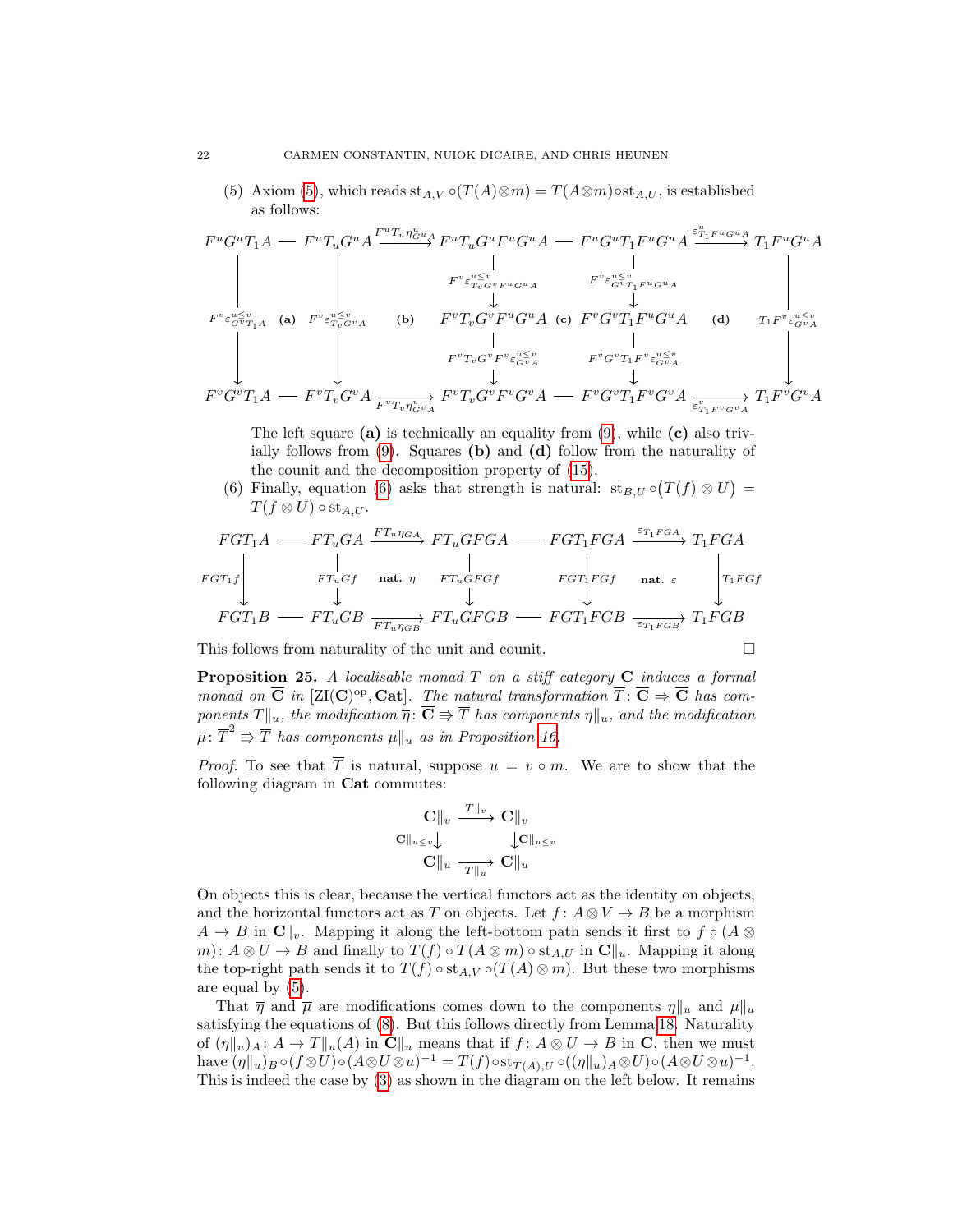(5) Axiom (5), which reads $\mathrm{st}_{A,V} \circ (T(A) \otimes m) = T(A \otimes m) \circ \mathrm{st}_{A,U}$, is established as follows:

$$\begin{array}{ccccccccc}
F^uG^uT_1A & = & F^uT_uG^uA & \xrightarrow{F^uT_u\eta^u_{G^uA}} & F^uT_uG^uF^uG^uA & = & F^uG^uT_1F^uG^uA & \xrightarrow{\varepsilon^u_{T_1F^uG^uA}} & T_1F^uG^uA \\
\downarrow{\scriptstyle F^v\varepsilon^{u\le v}_{G^vT_1A}} & \textbf{(a)} & \downarrow{\scriptstyle F^v\varepsilon^{u\le v}_{T_vG^vA}} & \textbf{(b)} & \downarrow{\scriptstyle F^v\varepsilon^{u\le v}_{T_vG^vF^uG^uA}} & \textbf{(c)} & \downarrow{\scriptstyle F^v\varepsilon^{u\le v}_{G^vT_1F^uG^uA}} & \textbf{(d)} & \downarrow{\scriptstyle T_1F^v\varepsilon^{u\le v}_{G^vA}} \\
 & & & & F^vT_vG^vF^uG^uA & & F^vG^vT_1F^uG^uA & & \\
 & & & & \downarrow{\scriptstyle F^vT_vG^vF^v\varepsilon^{u\le v}_{G^vA}} & & \downarrow{\scriptstyle F^vG^vT_1F^v\varepsilon^{u\le v}_{G^vA}} & & \\
F^vG^vT_1A & = & F^vT_vG^vA & \xrightarrow[F^vT_v\eta^v_{G^vA}]{} & F^vT_vG^vF^vG^vA & = & F^vG^vT_1F^vG^vA & \xrightarrow[\varepsilon^v_{T_1F^vG^vA}]{} & T_1F^vG^vA
\end{array}$$

The left square **(a)** is technically an equality from (9), while **(c)** also trivially follows from (9). Squares **(b)** and **(d)** follow from the naturality of the counit and the decomposition property of (15).

(6) Finally, equation (6) asks that strength is natural: $\mathrm{st}_{B,U} \circ \big(T(f) \otimes U\big) = T(f \otimes U) \circ \mathrm{st}_{A,U}$.

$$\begin{array}{ccccccccc}
FGT_1A & = & FT_uGA & \xrightarrow{FT_u\eta_{GA}} & FT_uGFGA & = & FGT_1FGA & \xrightarrow{\varepsilon_{T_1FGA}} & T_1FGA \\
\downarrow{\scriptstyle FGT_1f} & & \downarrow{\scriptstyle FT_uGf} & \textbf{nat. } \eta & \downarrow{\scriptstyle FT_uGFGf} & & \downarrow{\scriptstyle FGT_1FGf} & \textbf{nat. } \varepsilon & \downarrow{\scriptstyle T_1FGf} \\
FGT_1B & = & FT_uGB & \xrightarrow[FT_u\eta_{GB}]{} & FT_uGFGB & = & FGT_1FGB & \xrightarrow[\varepsilon_{T_1FGB}]{} & T_1FGB
\end{array}$$

This follows from naturality of the unit and counit. $\square$

**Proposition 25.** *A localisable monad $T$ on a stiff category $\mathbf{C}$ induces a formal monad on $\overline{\mathbf{C}}$ in $[\mathrm{ZI}(\mathbf{C})^{\mathrm{op}}, \mathbf{Cat}]$. The natural transformation $\overline{T}\colon \overline{\mathbf{C}} \Rightarrow \overline{\mathbf{C}}$ has components $T\|_u$, the modification $\overline{\eta}\colon \overline{\mathbf{C}} \Rrightarrow \overline{T}$ has components $\eta\|_u$, and the modification $\overline{\mu}\colon \overline{T}^2 \Rrightarrow \overline{T}$ has components $\mu\|_u$ as in Proposition 16.*

*Proof.* To see that $\overline{T}$ is natural, suppose $u = v \circ m$. We are to show that the following diagram in $\mathbf{Cat}$ commutes:

$$\begin{array}{ccc}
\mathbf{C}\|_v & \xrightarrow{T\|_v} & \mathbf{C}\|_v \\
{\scriptstyle \mathbf{C}\|_{u\le v}}\downarrow & & \downarrow{\scriptstyle \mathbf{C}\|_{u\le v}} \\
\mathbf{C}\|_u & \xrightarrow[T\|_u]{} & \mathbf{C}\|_u
\end{array}$$

On objects this is clear, because the vertical functors act as the identity on objects, and the horizontal functors act as $T$ on objects. Let $f\colon A \otimes V \to B$ be a morphism $A \to B$ in $\mathbf{C}\|_v$. Mapping it along the left-bottom path sends it first to $f \circ (A \otimes m)\colon A \otimes U \to B$ and finally to $T(f) \circ T(A \otimes m) \circ \mathrm{st}_{A,U}$ in $\mathbf{C}\|_u$. Mapping it along the top-right path sends it to $T(f) \circ \mathrm{st}_{A,V} \circ (T(A) \otimes m)$. But these two morphisms are equal by (5).

That $\overline{\eta}$ and $\overline{\mu}$ are modifications comes down to the components $\eta\|_u$ and $\mu\|_u$ satisfying the equations of (8). But this follows directly from Lemma 18. Naturality of $(\eta\|_u)_A\colon A \to T\|_u(A)$ in $\mathbf{C}\|_u$ means that if $f\colon A \otimes U \to B$ in $\mathbf{C}$, then we must have $(\eta\|_u)_B \circ (f \otimes U) \circ (A \otimes U \otimes u)^{-1} = T(f) \circ \mathrm{st}_{T(A),U} \circ ((\eta\|_u)_A \otimes U) \circ (A \otimes U \otimes u)^{-1}$. This is indeed the case by (3) as shown in the diagram on the left below. It remains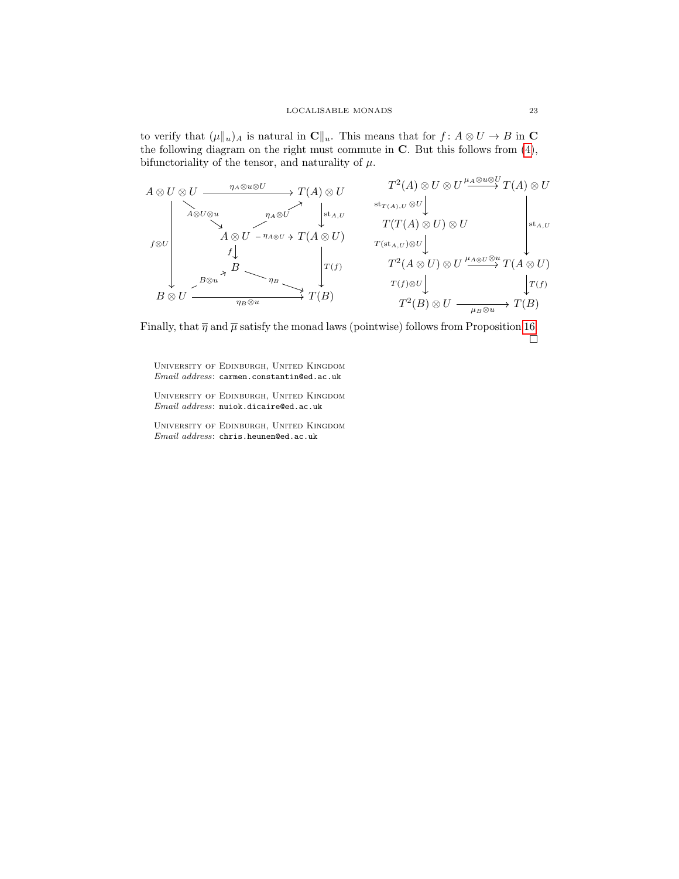to verify that $(\mu\|_u)_A$ is natural in $\mathbf{C}\|_u$. This means that for $f\colon A\otimes U\to B$ in $\mathbf{C}$ the following diagram on the right must commute in $\mathbf{C}$. But this follows from (4), bifunctoriality of the tensor, and naturality of $\mu$.

$$
\begin{array}{ccc}
A\otimes U\otimes U & \xrightarrow{\eta_A\otimes u\otimes U} & T(A)\otimes U \\
& \searrow^{A\otimes U\otimes u} \quad \nearrow^{\eta_A\otimes U} & \downarrow{\scriptstyle \mathrm{st}_{A,U}} \\
\downarrow{\scriptstyle f\otimes U} & A\otimes U \xrightarrow{\eta_{A\otimes U}} & T(A\otimes U) \\
& \downarrow{\scriptstyle f} & \downarrow{\scriptstyle T(f)} \\
& \nearrow^{B\otimes u} \; B \; \searrow^{\eta_B} & \\
B\otimes U & \xrightarrow{\eta_B\otimes u} & T(B)
\end{array}
\qquad
\begin{array}{ccc}
T^2(A)\otimes U\otimes U & \xrightarrow{\mu_A\otimes u\otimes U} & T(A)\otimes U \\
\downarrow{\scriptstyle \mathrm{st}_{T(A),U}\otimes U} & & \\
T(T(A)\otimes U)\otimes U & & \downarrow{\scriptstyle \mathrm{st}_{A,U}} \\
\downarrow{\scriptstyle T(\mathrm{st}_{A,U})\otimes U} & & \\
T^2(A\otimes U)\otimes U & \xrightarrow{\mu_{A\otimes U}\otimes u} & T(A\otimes U) \\
\downarrow{\scriptstyle T(f)\otimes U} & & \downarrow{\scriptstyle T(f)} \\
T^2(B)\otimes U & \xrightarrow{\mu_B\otimes u} & T(B)
\end{array}
$$

Finally, that $\overline{\eta}$ and $\overline{\mu}$ satisfy the monad laws (pointwise) follows from Proposition 16. □

University of Edinburgh, United Kingdom
*Email address*: `carmen.constantin@ed.ac.uk`

University of Edinburgh, United Kingdom
*Email address*: `nuiok.dicaire@ed.ac.uk`

University of Edinburgh, United Kingdom
*Email address*: `chris.heunen@ed.ac.uk`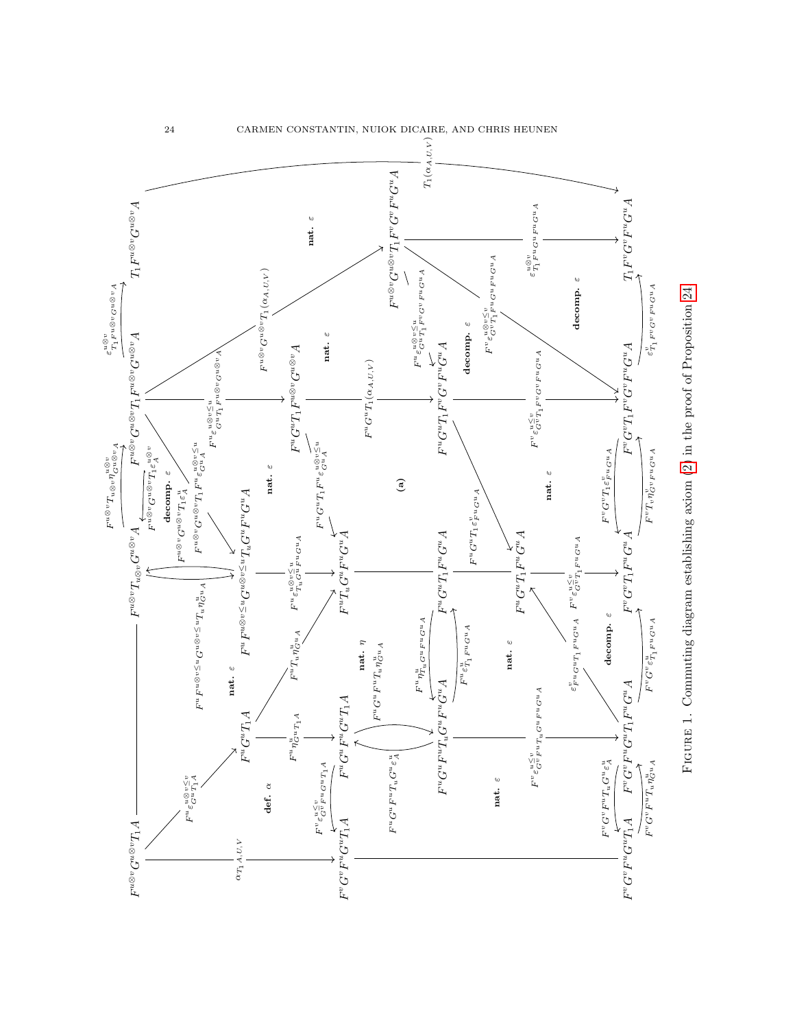Figure 1. Commuting diagram establishing axiom (2) in the proof of Proposition 24